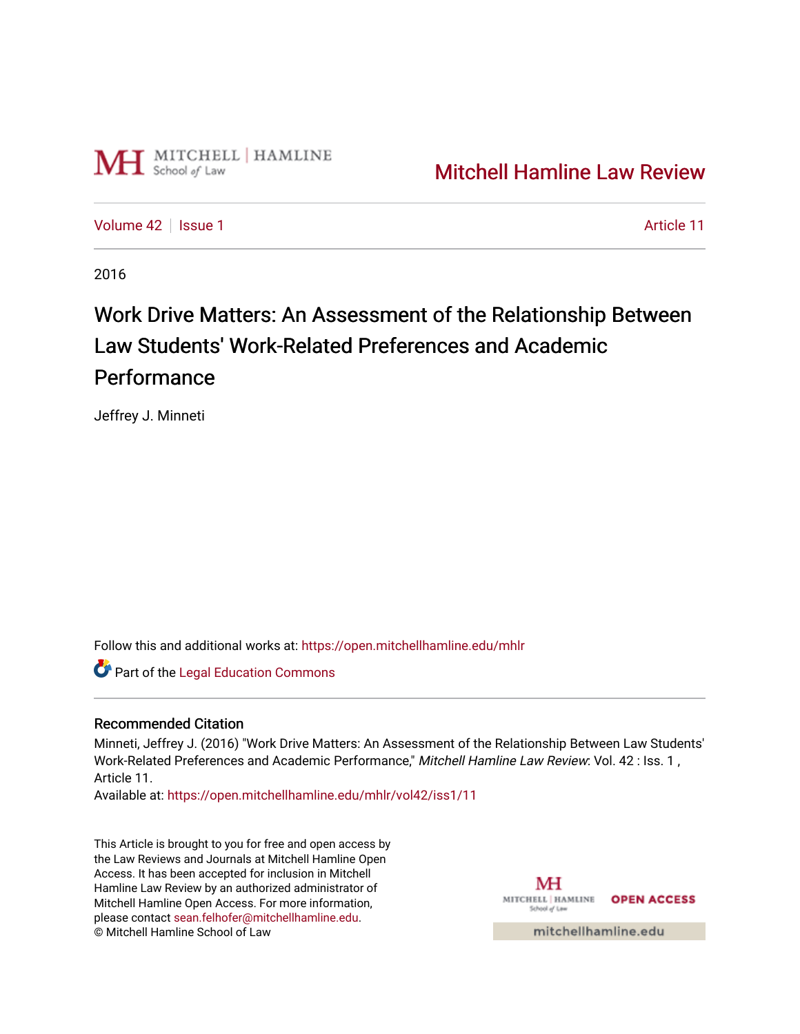Mitchell Hamline Law Review

Volume 42 | Issue 1 | Article 11

2016

# Work Drive Matters: An Assessment of the Relationship Between Law Students' Work-Related Preferences and Academic Performance

Jeffrey J. Minneti

Follow this and additional works at: https://open.mitchellhamline.edu/mhlr

Part of the Legal Education Commons

## Recommended Citation

Minneti, Jeffrey J. (2016) "Work Drive Matters: An Assessment of the Relationship Between Law Students' Work-Related Preferences and Academic Performance," *Mitchell Hamline Law Review*: Vol. 42 : Iss. 1 , Article 11.
Available at: https://open.mitchellhamline.edu/mhlr/vol42/iss1/11

This Article is brought to you for free and open access by the Law Reviews and Journals at Mitchell Hamline Open Access. It has been accepted for inclusion in Mitchell Hamline Law Review by an authorized administrator of Mitchell Hamline Open Access. For more information, please contact sean.felhofer@mitchellhamline.edu.
© Mitchell Hamline School of Law

OPEN ACCESS

mitchellhamline.edu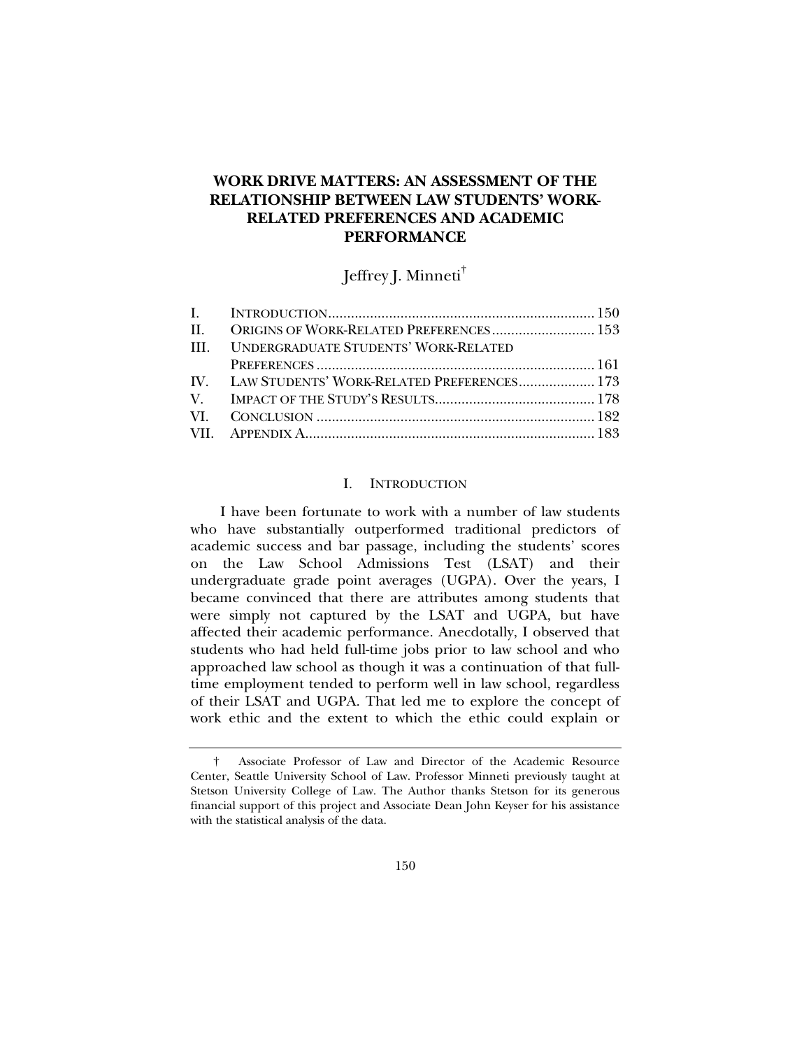# WORK DRIVE MATTERS: AN ASSESSMENT OF THE RELATIONSHIP BETWEEN LAW STUDENTS' WORK-RELATED PREFERENCES AND ACADEMIC PERFORMANCE

Jeffrey J. Minneti[†]

| | | |
|---|---|---|
| I. | INTRODUCTION | 150 |
| II. | ORIGINS OF WORK-RELATED PREFERENCES | 153 |
| III. | UNDERGRADUATE STUDENTS' WORK-RELATED PREFERENCES | 161 |
| IV. | LAW STUDENTS' WORK-RELATED PREFERENCES | 173 |
| V. | IMPACT OF THE STUDY'S RESULTS | 178 |
| VI. | CONCLUSION | 182 |
| VII. | APPENDIX A | 183 |

## I. INTRODUCTION

I have been fortunate to work with a number of law students who have substantially outperformed traditional predictors of academic success and bar passage, including the students' scores on the Law School Admissions Test (LSAT) and their undergraduate grade point averages (UGPA). Over the years, I became convinced that there are attributes among students that were simply not captured by the LSAT and UGPA, but have affected their academic performance. Anecdotally, I observed that students who had held full-time jobs prior to law school and who approached law school as though it was a continuation of that full-time employment tended to perform well in law school, regardless of their LSAT and UGPA. That led me to explore the concept of work ethic and the extent to which the ethic could explain or

---

† Associate Professor of Law and Director of the Academic Resource Center, Seattle University School of Law. Professor Minneti previously taught at Stetson University College of Law. The Author thanks Stetson for its generous financial support of this project and Associate Dean John Keyser for his assistance with the statistical analysis of the data.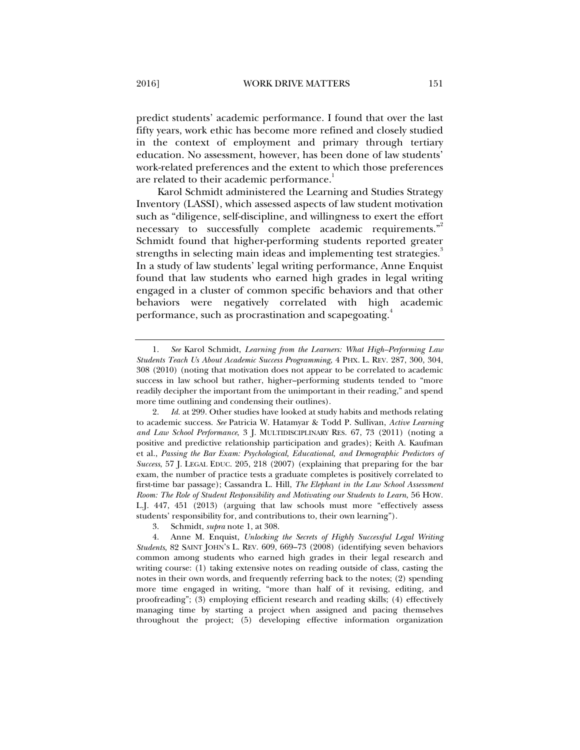predict students' academic performance. I found that over the last fifty years, work ethic has become more refined and closely studied in the context of employment and primary through tertiary education. No assessment, however, has been done of law students' work-related preferences and the extent to which those preferences are related to their academic performance.[1]

Karol Schmidt administered the Learning and Studies Strategy Inventory (LASSI), which assessed aspects of law student motivation such as "diligence, self-discipline, and willingness to exert the effort necessary to successfully complete academic requirements."[2] Schmidt found that higher-performing students reported greater strengths in selecting main ideas and implementing test strategies.[3] In a study of law students' legal writing performance, Anne Enquist found that law students who earned high grades in legal writing engaged in a cluster of common specific behaviors and that other behaviors were negatively correlated with high academic performance, such as procrastination and scapegoating.[4]

---

1. *See* Karol Schmidt, *Learning from the Learners: What High–Performing Law Students Teach Us About Academic Success Programming*, 4 PHX. L. REV. 287, 300, 304, 308 (2010) (noting that motivation does not appear to be correlated to academic success in law school but rather, higher–performing students tended to "more readily decipher the important from the unimportant in their reading," and spend more time outlining and condensing their outlines).

2. *Id.* at 299. Other studies have looked at study habits and methods relating to academic success. *See* Patricia W. Hatamyar & Todd P. Sullivan, *Active Learning and Law School Performance*, 3 J. MULTIDISCIPLINARY RES. 67, 73 (2011) (noting a positive and predictive relationship participation and grades); Keith A. Kaufman et al., *Passing the Bar Exam: Psychological, Educational, and Demographic Predictors of Success*, 57 J. LEGAL EDUC. 205, 218 (2007) (explaining that preparing for the bar exam, the number of practice tests a graduate completes is positively correlated to first-time bar passage); Cassandra L. Hill, *The Elephant in the Law School Assessment Room: The Role of Student Responsibility and Motivating our Students to Learn*, 56 HOW. L.J. 447, 451 (2013) (arguing that law schools must more "effectively assess students' responsibility for, and contributions to, their own learning").

3. Schmidt, *supra* note 1, at 308.

4. Anne M. Enquist, *Unlocking the Secrets of Highly Successful Legal Writing Students*, 82 SAINT JOHN'S L. REV. 609, 669–73 (2008) (identifying seven behaviors common among students who earned high grades in their legal research and writing course: (1) taking extensive notes on reading outside of class, casting the notes in their own words, and frequently referring back to the notes; (2) spending more time engaged in writing, "more than half of it revising, editing, and proofreading"; (3) employing efficient research and reading skills; (4) effectively managing time by starting a project when assigned and pacing themselves throughout the project; (5) developing effective information organization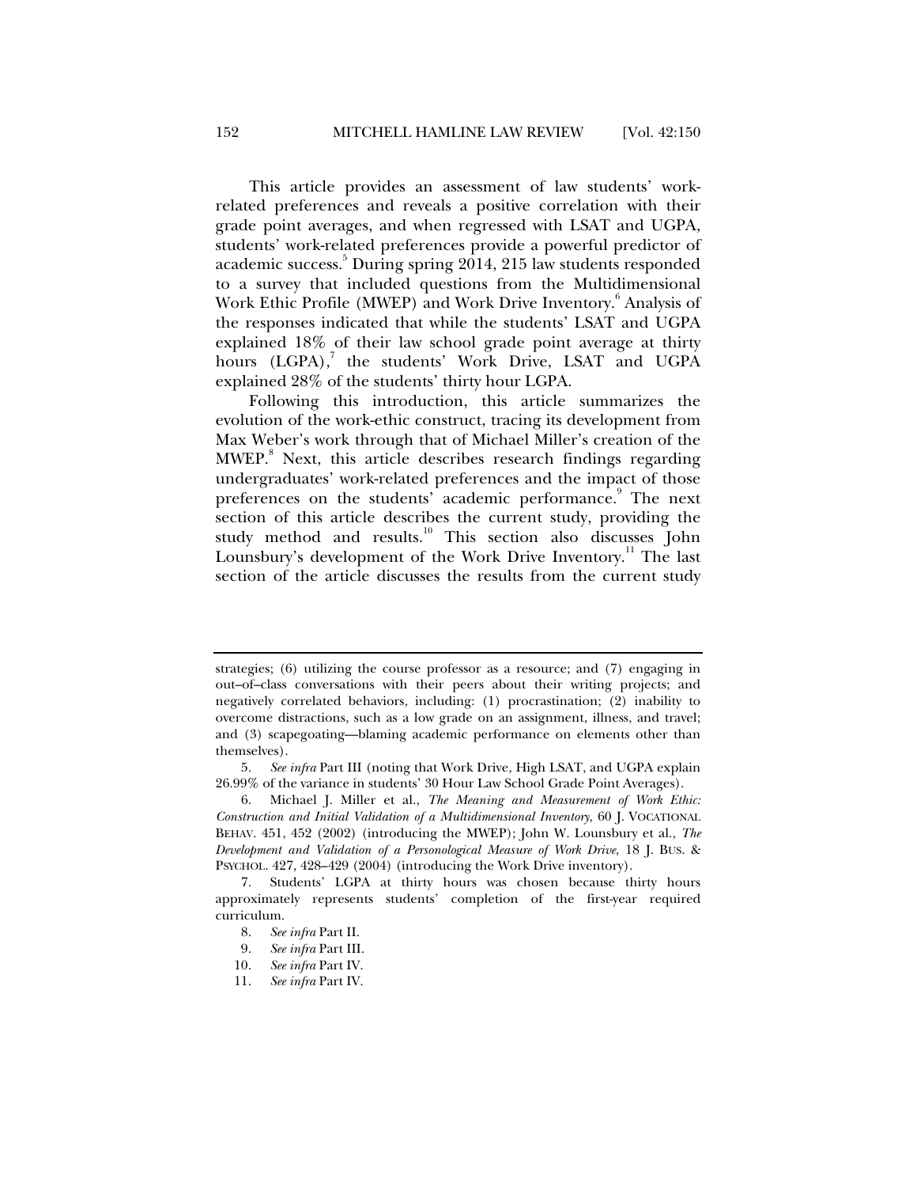This article provides an assessment of law students' work-related preferences and reveals a positive correlation with their grade point averages, and when regressed with LSAT and UGPA, students' work-related preferences provide a powerful predictor of academic success.[5] During spring 2014, 215 law students responded to a survey that included questions from the Multidimensional Work Ethic Profile (MWEP) and Work Drive Inventory.[6] Analysis of the responses indicated that while the students' LSAT and UGPA explained 18% of their law school grade point average at thirty hours (LGPA),[7] the students' Work Drive, LSAT and UGPA explained 28% of the students' thirty hour LGPA.

Following this introduction, this article summarizes the evolution of the work-ethic construct, tracing its development from Max Weber's work through that of Michael Miller's creation of the MWEP.[8] Next, this article describes research findings regarding undergraduates' work-related preferences and the impact of those preferences on the students' academic performance.[9] The next section of this article describes the current study, providing the study method and results.[10] This section also discusses John Lounsbury's development of the Work Drive Inventory.[11] The last section of the article discusses the results from the current study

---

strategies; (6) utilizing the course professor as a resource; and (7) engaging in out–of–class conversations with their peers about their writing projects; and negatively correlated behaviors, including: (1) procrastination; (2) inability to overcome distractions, such as a low grade on an assignment, illness, and travel; and (3) scapegoating—blaming academic performance on elements other than themselves).

5. *See infra* Part III (noting that Work Drive, High LSAT, and UGPA explain 26.99% of the variance in students' 30 Hour Law School Grade Point Averages).

6. Michael J. Miller et al., *The Meaning and Measurement of Work Ethic: Construction and Initial Validation of a Multidimensional Inventory*, 60 J. VOCATIONAL BEHAV. 451, 452 (2002) (introducing the MWEP); John W. Lounsbury et al., *The Development and Validation of a Personological Measure of Work Drive*, 18 J. BUS. & PSYCHOL. 427, 428–429 (2004) (introducing the Work Drive inventory).

7. Students' LGPA at thirty hours was chosen because thirty hours approximately represents students' completion of the first-year required curriculum.

8. *See infra* Part II.

9. *See infra* Part III.

10. *See infra* Part IV.

11. *See infra* Part IV.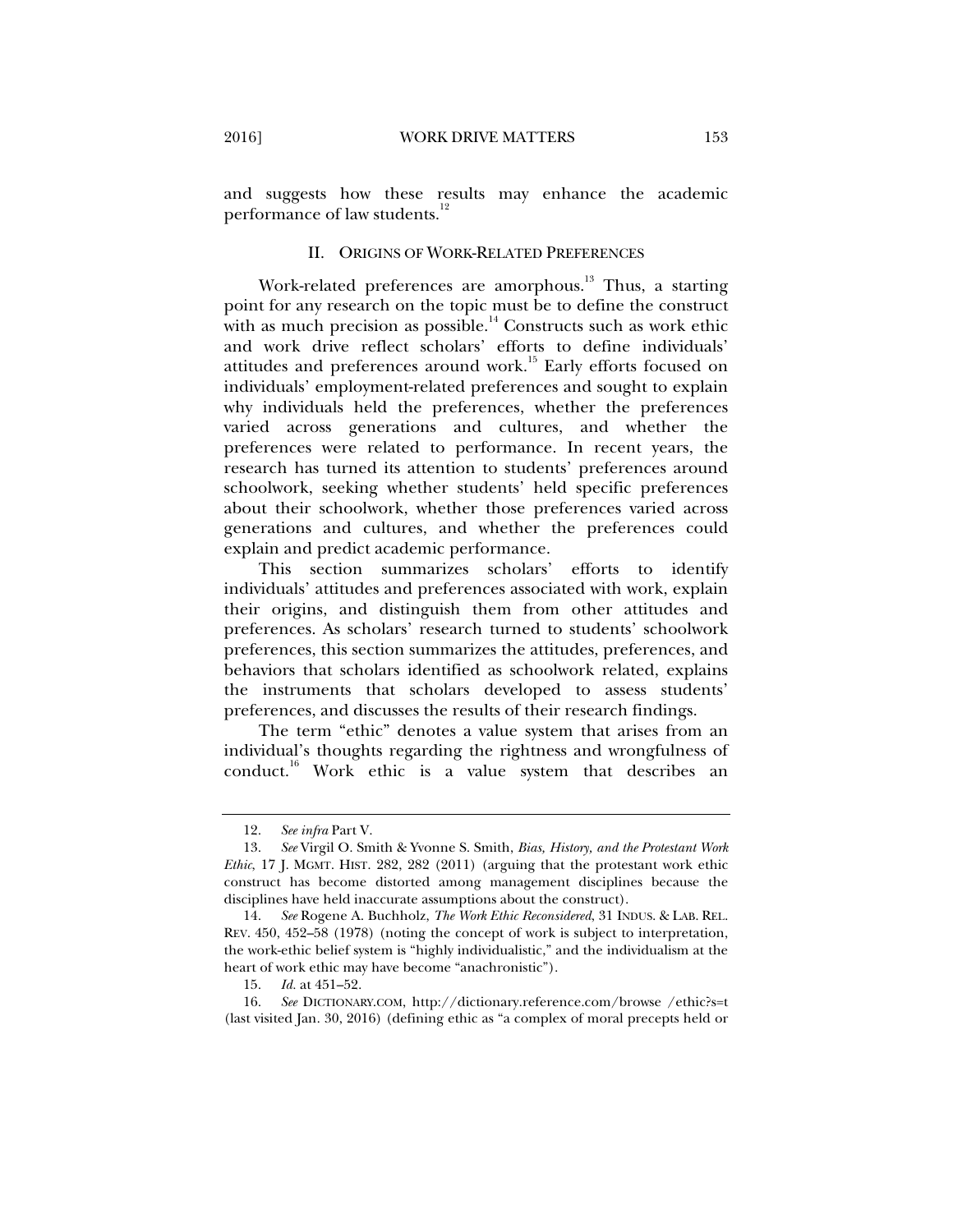and suggests how these results may enhance the academic performance of law students.[12]

## II. ORIGINS OF WORK-RELATED PREFERENCES

Work-related preferences are amorphous.[13] Thus, a starting point for any research on the topic must be to define the construct with as much precision as possible.[14] Constructs such as work ethic and work drive reflect scholars' efforts to define individuals' attitudes and preferences around work.[15] Early efforts focused on individuals' employment-related preferences and sought to explain why individuals held the preferences, whether the preferences varied across generations and cultures, and whether the preferences were related to performance. In recent years, the research has turned its attention to students' preferences around schoolwork, seeking whether students' held specific preferences about their schoolwork, whether those preferences varied across generations and cultures, and whether the preferences could explain and predict academic performance.

This section summarizes scholars' efforts to identify individuals' attitudes and preferences associated with work, explain their origins, and distinguish them from other attitudes and preferences. As scholars' research turned to students' schoolwork preferences, this section summarizes the attitudes, preferences, and behaviors that scholars identified as schoolwork related, explains the instruments that scholars developed to assess students' preferences, and discusses the results of their research findings.

The term "ethic" denotes a value system that arises from an individual's thoughts regarding the rightness and wrongfulness of conduct.[16] Work ethic is a value system that describes an

---

12. *See infra* Part V.

13. *See* Virgil O. Smith & Yvonne S. Smith, *Bias, History, and the Protestant Work Ethic*, 17 J. MGMT. HIST. 282, 282 (2011) (arguing that the protestant work ethic construct has become distorted among management disciplines because the disciplines have held inaccurate assumptions about the construct).

14. *See* Rogene A. Buchholz, *The Work Ethic Reconsidered*, 31 INDUS. & LAB. REL. REV. 450, 452–58 (1978) (noting the concept of work is subject to interpretation, the work-ethic belief system is "highly individualistic," and the individualism at the heart of work ethic may have become "anachronistic").

15. *Id.* at 451–52.

16. *See* DICTIONARY.COM, http://dictionary.reference.com/browse /ethic?s=t (last visited Jan. 30, 2016) (defining ethic as "a complex of moral precepts held or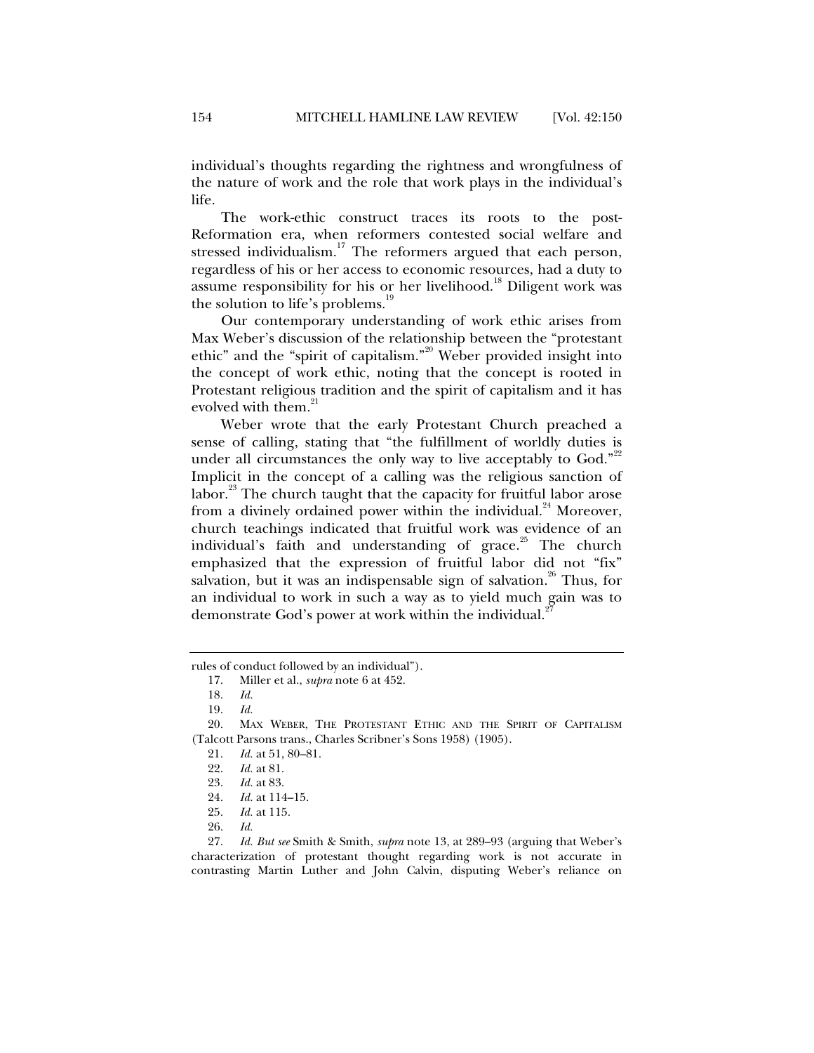individual's thoughts regarding the rightness and wrongfulness of the nature of work and the role that work plays in the individual's life.

The work-ethic construct traces its roots to the post-Reformation era, when reformers contested social welfare and stressed individualism.[17] The reformers argued that each person, regardless of his or her access to economic resources, had a duty to assume responsibility for his or her livelihood.[18] Diligent work was the solution to life's problems.[19]

Our contemporary understanding of work ethic arises from Max Weber's discussion of the relationship between the "protestant ethic" and the "spirit of capitalism."[20] Weber provided insight into the concept of work ethic, noting that the concept is rooted in Protestant religious tradition and the spirit of capitalism and it has evolved with them.[21]

Weber wrote that the early Protestant Church preached a sense of calling, stating that "the fulfillment of worldly duties is under all circumstances the only way to live acceptably to God."[22] Implicit in the concept of a calling was the religious sanction of labor.[23] The church taught that the capacity for fruitful labor arose from a divinely ordained power within the individual.[24] Moreover, church teachings indicated that fruitful work was evidence of an individual's faith and understanding of grace.[25] The church emphasized that the expression of fruitful labor did not "fix" salvation, but it was an indispensable sign of salvation.[26] Thus, for an individual to work in such a way as to yield much gain was to demonstrate God's power at work within the individual.[27]

---

rules of conduct followed by an individual").

17. Miller et al., *supra* note 6 at 452.

18. *Id.*

19. *Id.*

20. MAX WEBER, THE PROTESTANT ETHIC AND THE SPIRIT OF CAPITALISM (Talcott Parsons trans., Charles Scribner's Sons 1958) (1905).

21. *Id.* at 51, 80–81.

22. *Id.* at 81.

23. *Id.* at 83.

24. *Id.* at 114–15.

25. *Id.* at 115.

26. *Id.*

27. *Id. But see* Smith & Smith, *supra* note 13, at 289–93 (arguing that Weber's characterization of protestant thought regarding work is not accurate in contrasting Martin Luther and John Calvin, disputing Weber's reliance on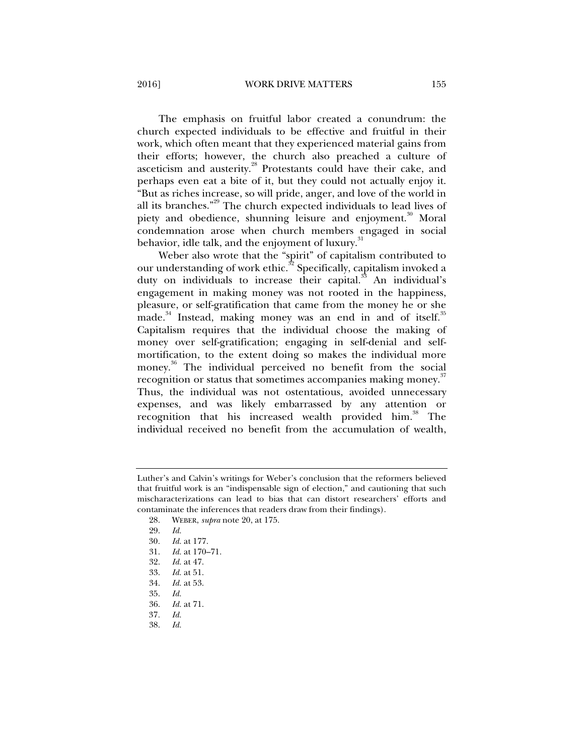The emphasis on fruitful labor created a conundrum: the church expected individuals to be effective and fruitful in their work, which often meant that they experienced material gains from their efforts; however, the church also preached a culture of asceticism and austerity.[28] Protestants could have their cake, and perhaps even eat a bite of it, but they could not actually enjoy it. "But as riches increase, so will pride, anger, and love of the world in all its branches."[29] The church expected individuals to lead lives of piety and obedience, shunning leisure and enjoyment.[30] Moral condemnation arose when church members engaged in social behavior, idle talk, and the enjoyment of luxury.[31]

Weber also wrote that the "spirit" of capitalism contributed to our understanding of work ethic.[32] Specifically, capitalism invoked a duty on individuals to increase their capital.[33] An individual's engagement in making money was not rooted in the happiness, pleasure, or self-gratification that came from the money he or she made.[34] Instead, making money was an end in and of itself.[35] Capitalism requires that the individual choose the making of money over self-gratification; engaging in self-denial and self-mortification, to the extent doing so makes the individual more money.[36] The individual perceived no benefit from the social recognition or status that sometimes accompanies making money.[37] Thus, the individual was not ostentatious, avoided unnecessary expenses, and was likely embarrassed by any attention or recognition that his increased wealth provided him.[38] The individual received no benefit from the accumulation of wealth,

---

Luther's and Calvin's writings for Weber's conclusion that the reformers believed that fruitful work is an "indispensable sign of election," and cautioning that such mischaracterizations can lead to bias that can distort researchers' efforts and contaminate the inferences that readers draw from their findings).

28. WEBER, *supra* note 20, at 175.
29. *Id.*
30. *Id.* at 177.
31. *Id.* at 170–71.
32. *Id.* at 47.
33. *Id.* at 51.
34. *Id.* at 53.
35. *Id.*
36. *Id.* at 71.
37. *Id.*
38. *Id.*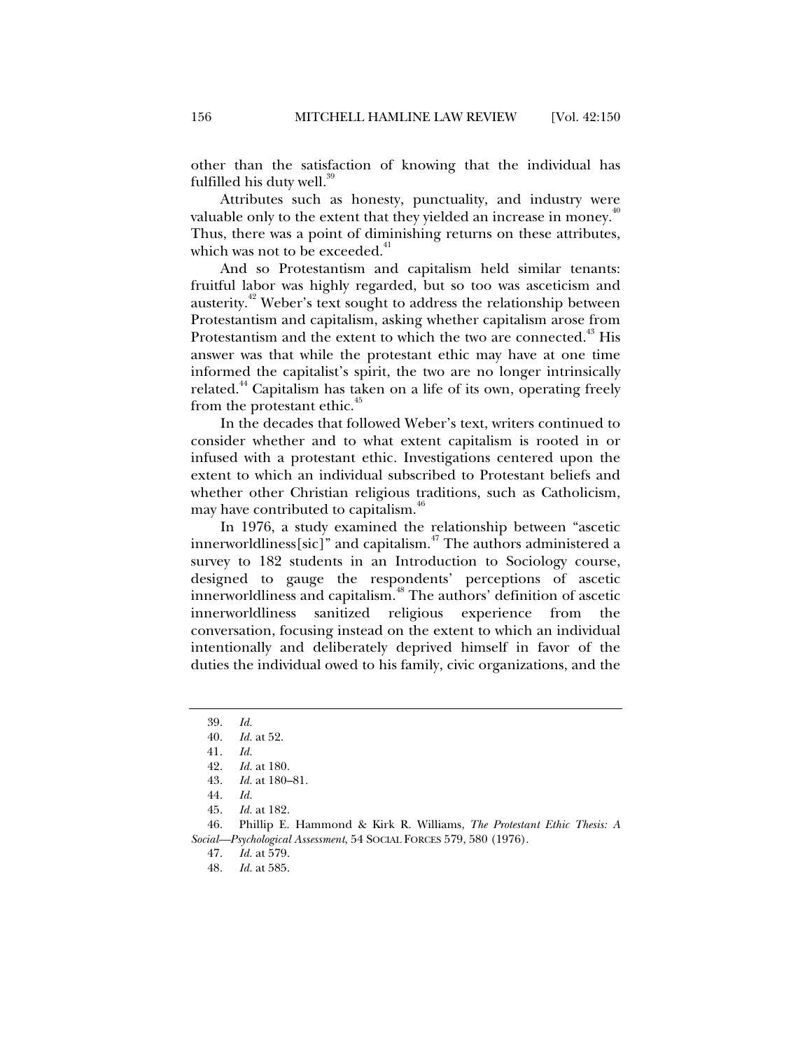other than the satisfaction of knowing that the individual has fulfilled his duty well.[39]

Attributes such as honesty, punctuality, and industry were valuable only to the extent that they yielded an increase in money.[40] Thus, there was a point of diminishing returns on these attributes, which was not to be exceeded.[41]

And so Protestantism and capitalism held similar tenants: fruitful labor was highly regarded, but so too was asceticism and austerity.[42] Weber's text sought to address the relationship between Protestantism and capitalism, asking whether capitalism arose from Protestantism and the extent to which the two are connected.[43] His answer was that while the protestant ethic may have at one time informed the capitalist's spirit, the two are no longer intrinsically related.[44] Capitalism has taken on a life of its own, operating freely from the protestant ethic.[45]

In the decades that followed Weber's text, writers continued to consider whether and to what extent capitalism is rooted in or infused with a protestant ethic. Investigations centered upon the extent to which an individual subscribed to Protestant beliefs and whether other Christian religious traditions, such as Catholicism, may have contributed to capitalism.[46]

In 1976, a study examined the relationship between "ascetic innerworldliness[sic]" and capitalism.[47] The authors administered a survey to 182 students in an Introduction to Sociology course, designed to gauge the respondents' perceptions of ascetic innerworldliness and capitalism.[48] The authors' definition of ascetic innerworldliness sanitized religious experience from the conversation, focusing instead on the extent to which an individual intentionally and deliberately deprived himself in favor of the duties the individual owed to his family, civic organizations, and the

---

39. *Id.*
40. *Id.* at 52.
41. *Id.*
42. *Id.* at 180.
43. *Id.* at 180–81.
44. *Id.*
45. *Id.* at 182.
46. Phillip E. Hammond & Kirk R. Williams, *The Protestant Ethic Thesis: A Social—Psychological Assessment*, 54 SOCIAL FORCES 579, 580 (1976).
47. *Id.* at 579.
48. *Id.* at 585.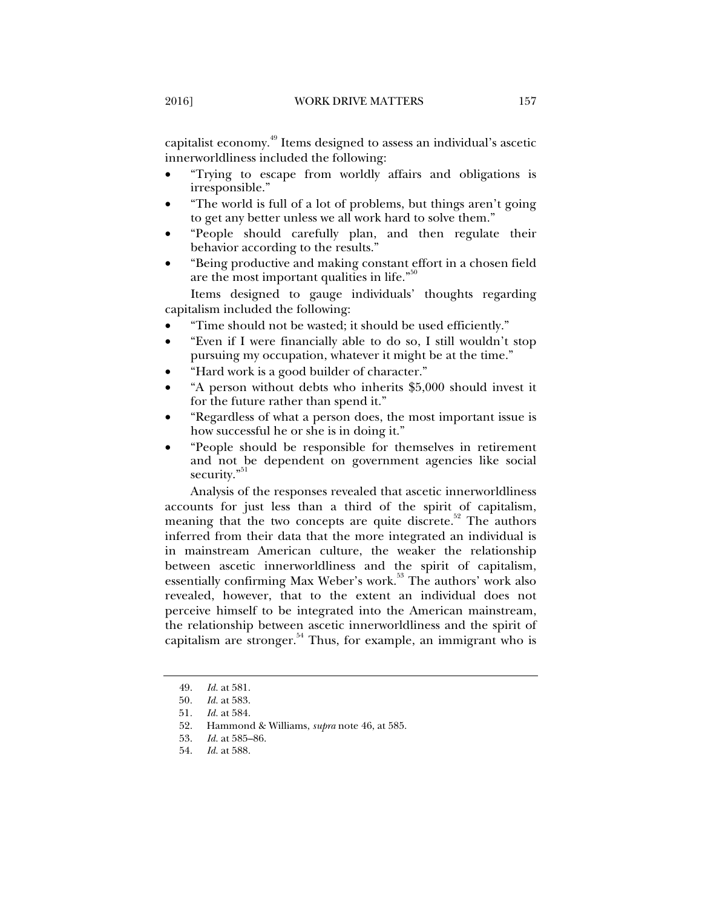capitalist economy.[49] Items designed to assess an individual's ascetic innerworldliness included the following:

- "Trying to escape from worldly affairs and obligations is irresponsible."
- "The world is full of a lot of problems, but things aren't going to get any better unless we all work hard to solve them."
- "People should carefully plan, and then regulate their behavior according to the results."
- "Being productive and making constant effort in a chosen field are the most important qualities in life."[50]

Items designed to gauge individuals' thoughts regarding capitalism included the following:

- "Time should not be wasted; it should be used efficiently."
- "Even if I were financially able to do so, I still wouldn't stop pursuing my occupation, whatever it might be at the time."
- "Hard work is a good builder of character."
- "A person without debts who inherits $5,000 should invest it for the future rather than spend it."
- "Regardless of what a person does, the most important issue is how successful he or she is in doing it."
- "People should be responsible for themselves in retirement and not be dependent on government agencies like social security."[51]

Analysis of the responses revealed that ascetic innerworldliness accounts for just less than a third of the spirit of capitalism, meaning that the two concepts are quite discrete.[52] The authors inferred from their data that the more integrated an individual is in mainstream American culture, the weaker the relationship between ascetic innerworldliness and the spirit of capitalism, essentially confirming Max Weber's work.[53] The authors' work also revealed, however, that to the extent an individual does not perceive himself to be integrated into the American mainstream, the relationship between ascetic innerworldliness and the spirit of capitalism are stronger.[54] Thus, for example, an immigrant who is

---

49. *Id.* at 581.
50. *Id.* at 583.
51. *Id.* at 584.
52. Hammond & Williams, *supra* note 46, at 585.
53. *Id.* at 585–86.
54. *Id.* at 588.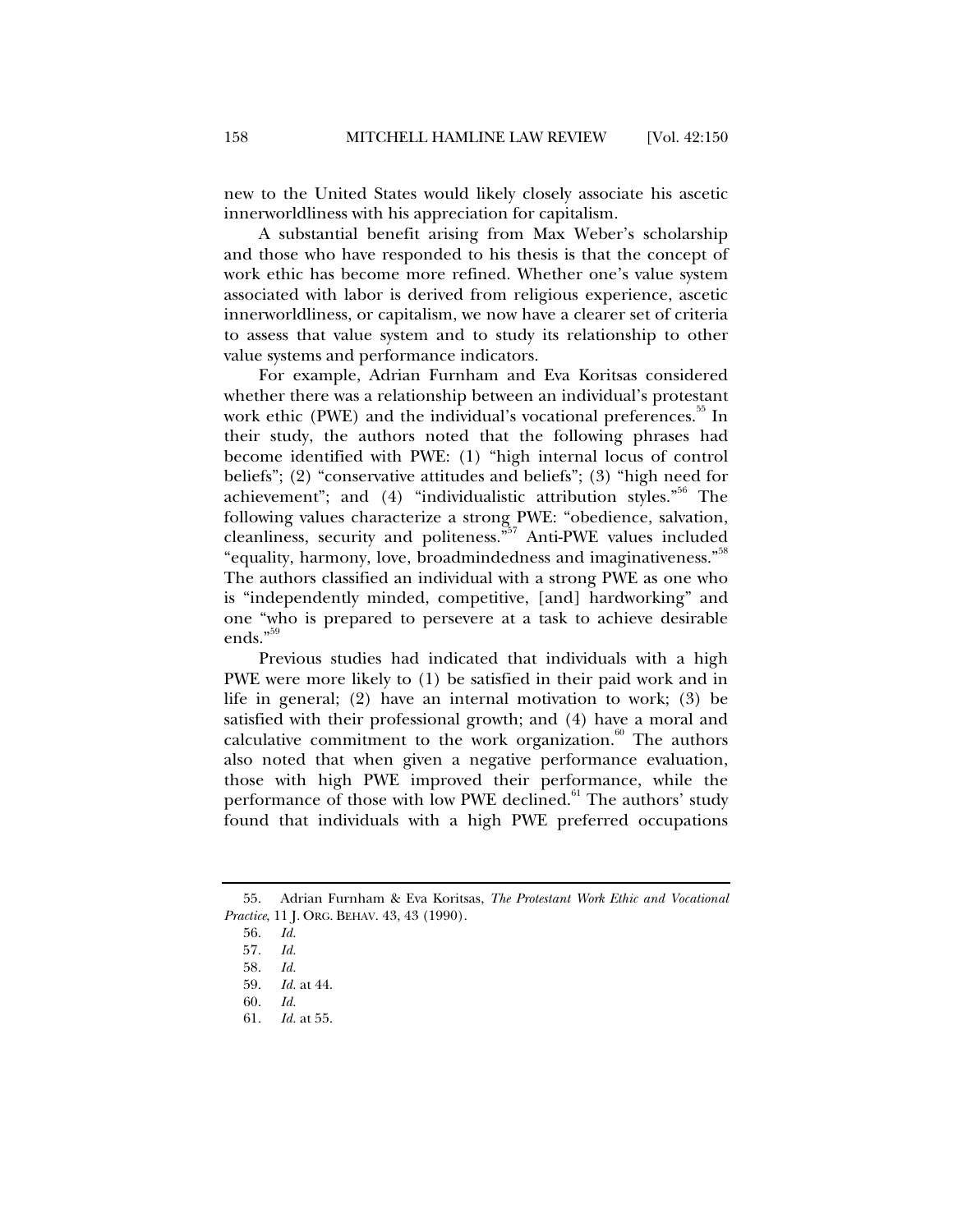new to the United States would likely closely associate his ascetic innerworldliness with his appreciation for capitalism.

A substantial benefit arising from Max Weber's scholarship and those who have responded to his thesis is that the concept of work ethic has become more refined. Whether one's value system associated with labor is derived from religious experience, ascetic innerworldliness, or capitalism, we now have a clearer set of criteria to assess that value system and to study its relationship to other value systems and performance indicators.

For example, Adrian Furnham and Eva Koritsas considered whether there was a relationship between an individual's protestant work ethic (PWE) and the individual's vocational preferences.[55] In their study, the authors noted that the following phrases had become identified with PWE: (1) "high internal locus of control beliefs"; (2) "conservative attitudes and beliefs"; (3) "high need for achievement"; and (4) "individualistic attribution styles."[56] The following values characterize a strong PWE: "obedience, salvation, cleanliness, security and politeness."[57] Anti-PWE values included "equality, harmony, love, broadmindedness and imaginativeness."[58] The authors classified an individual with a strong PWE as one who is "independently minded, competitive, [and] hardworking" and one "who is prepared to persevere at a task to achieve desirable ends."[59]

Previous studies had indicated that individuals with a high PWE were more likely to (1) be satisfied in their paid work and in life in general; (2) have an internal motivation to work; (3) be satisfied with their professional growth; and (4) have a moral and calculative commitment to the work organization.[60] The authors also noted that when given a negative performance evaluation, those with high PWE improved their performance, while the performance of those with low PWE declined.[61] The authors' study found that individuals with a high PWE preferred occupations

---

55. Adrian Furnham & Eva Koritsas, *The Protestant Work Ethic and Vocational Practice*, 11 J. ORG. BEHAV. 43, 43 (1990).

56. *Id.*

57. *Id.*

58. *Id.*

59. *Id.* at 44.

60. *Id.*

61. *Id.* at 55.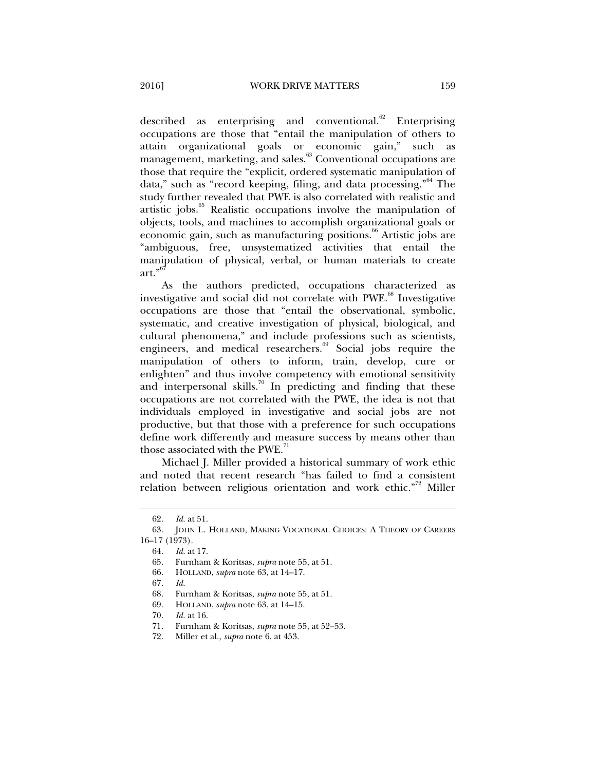described as enterprising and conventional.[62] Enterprising occupations are those that "entail the manipulation of others to attain organizational goals or economic gain," such as management, marketing, and sales.[63] Conventional occupations are those that require the "explicit, ordered systematic manipulation of data," such as "record keeping, filing, and data processing."[64] The study further revealed that PWE is also correlated with realistic and artistic jobs.[65] Realistic occupations involve the manipulation of objects, tools, and machines to accomplish organizational goals or economic gain, such as manufacturing positions.[66] Artistic jobs are "ambiguous, free, unsystematized activities that entail the manipulation of physical, verbal, or human materials to create art."[67]

As the authors predicted, occupations characterized as investigative and social did not correlate with PWE.[68] Investigative occupations are those that "entail the observational, symbolic, systematic, and creative investigation of physical, biological, and cultural phenomena," and include professions such as scientists, engineers, and medical researchers.[69] Social jobs require the manipulation of others to inform, train, develop, cure or enlighten" and thus involve competency with emotional sensitivity and interpersonal skills.[70] In predicting and finding that these occupations are not correlated with the PWE, the idea is not that individuals employed in investigative and social jobs are not productive, but that those with a preference for such occupations define work differently and measure success by means other than those associated with the PWE.[71]

Michael J. Miller provided a historical summary of work ethic and noted that recent research "has failed to find a consistent relation between religious orientation and work ethic."[72] Miller

---

62. *Id.* at 51.

63. JOHN L. HOLLAND, MAKING VOCATIONAL CHOICES: A THEORY OF CAREERS 16–17 (1973).

64. *Id.* at 17.

65. Furnham & Koritsas, *supra* note 55, at 51.

66. HOLLAND, *supra* note 63, at 14–17.

67. *Id.*

68. Furnham & Koritsas, *supra* note 55, at 51.

69. HOLLAND, *supra* note 63, at 14–15.

70. *Id.* at 16.

71. Furnham & Koritsas, *supra* note 55, at 52–53.

72. Miller et al., *supra* note 6, at 453.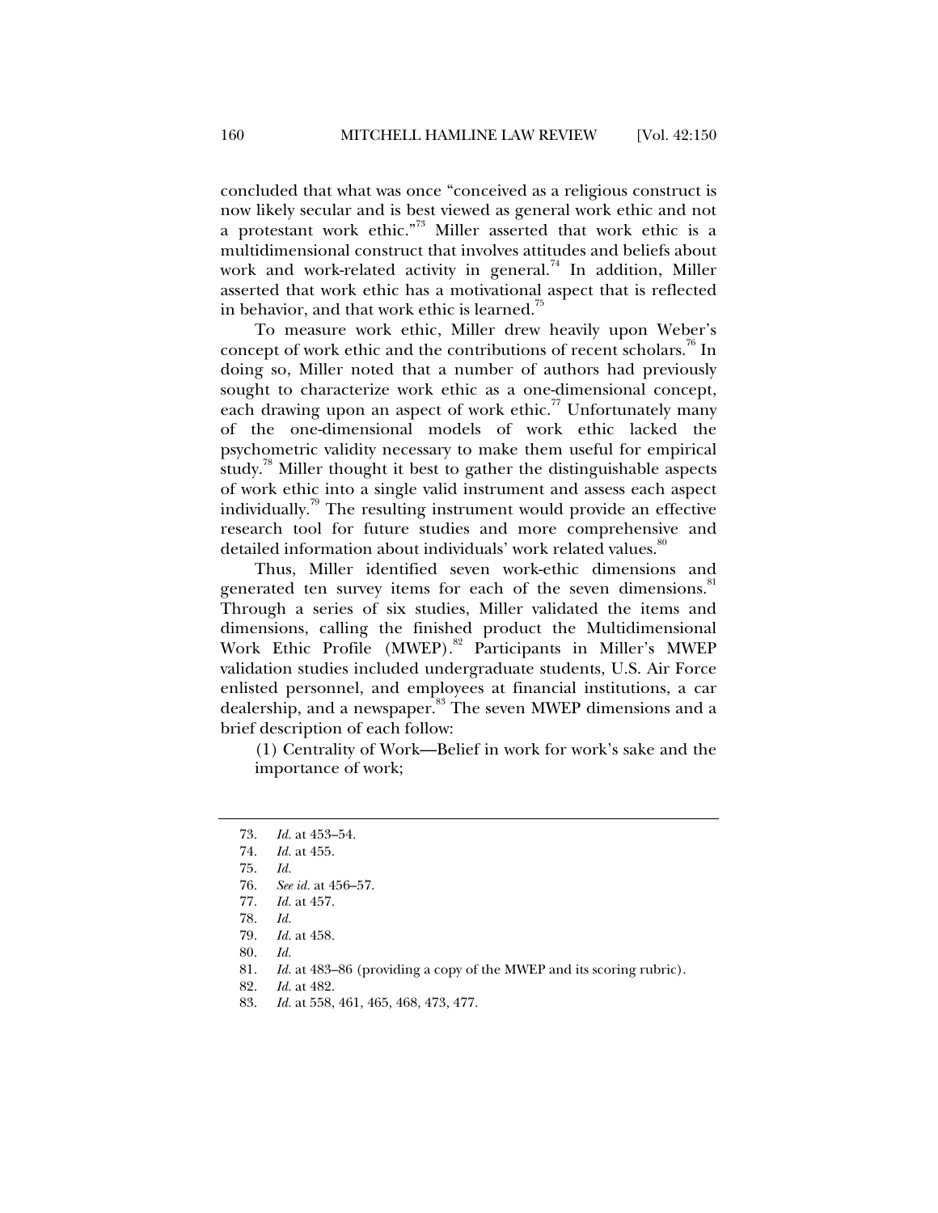concluded that what was once "conceived as a religious construct is now likely secular and is best viewed as general work ethic and not a protestant work ethic."[73] Miller asserted that work ethic is a multidimensional construct that involves attitudes and beliefs about work and work-related activity in general.[74] In addition, Miller asserted that work ethic has a motivational aspect that is reflected in behavior, and that work ethic is learned.[75]

To measure work ethic, Miller drew heavily upon Weber's concept of work ethic and the contributions of recent scholars.[76] In doing so, Miller noted that a number of authors had previously sought to characterize work ethic as a one-dimensional concept, each drawing upon an aspect of work ethic.[77] Unfortunately many of the one-dimensional models of work ethic lacked the psychometric validity necessary to make them useful for empirical study.[78] Miller thought it best to gather the distinguishable aspects of work ethic into a single valid instrument and assess each aspect individually.[79] The resulting instrument would provide an effective research tool for future studies and more comprehensive and detailed information about individuals' work related values.[80]

Thus, Miller identified seven work-ethic dimensions and generated ten survey items for each of the seven dimensions.[81] Through a series of six studies, Miller validated the items and dimensions, calling the finished product the Multidimensional Work Ethic Profile (MWEP).[82] Participants in Miller's MWEP validation studies included undergraduate students, U.S. Air Force enlisted personnel, and employees at financial institutions, a car dealership, and a newspaper.[83] The seven MWEP dimensions and a brief description of each follow:

(1) Centrality of Work—Belief in work for work's sake and the importance of work;

---

73. *Id.* at 453–54.
74. *Id.* at 455.
75. *Id.*
76. *See id.* at 456–57.
77. *Id.* at 457.
78. *Id.*
79. *Id.* at 458.
80. *Id.*
81. *Id.* at 483–86 (providing a copy of the MWEP and its scoring rubric).
82. *Id.* at 482.
83. *Id.* at 558, 461, 465, 468, 473, 477.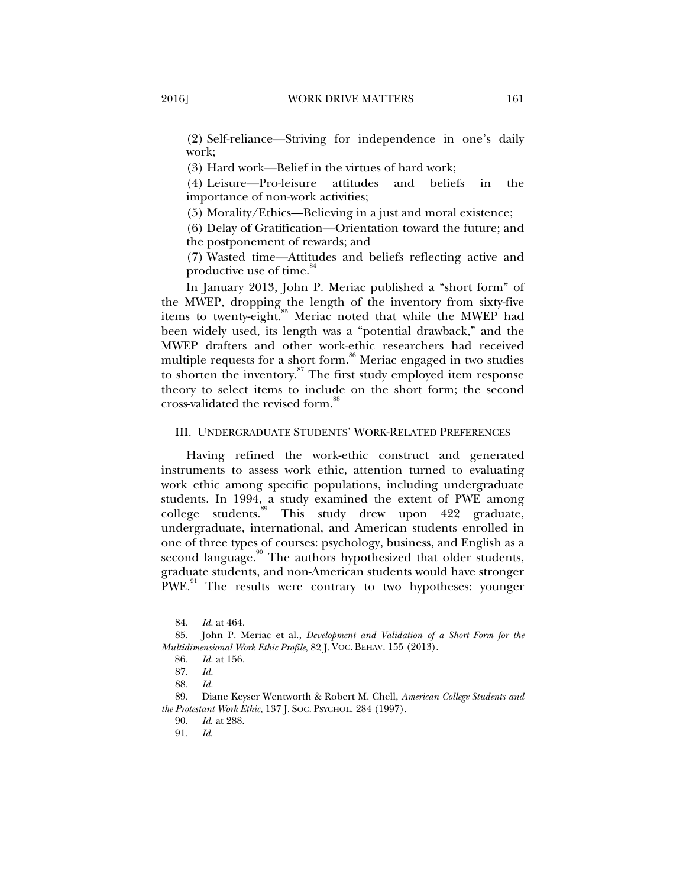(2) Self-reliance—Striving for independence in one's daily work;

(3) Hard work—Belief in the virtues of hard work;

(4) Leisure—Pro-leisure attitudes and beliefs in the importance of non-work activities;

(5) Morality/Ethics—Believing in a just and moral existence;

(6) Delay of Gratification—Orientation toward the future; and the postponement of rewards; and

(7) Wasted time—Attitudes and beliefs reflecting active and productive use of time.[84]

In January 2013, John P. Meriac published a "short form" of the MWEP, dropping the length of the inventory from sixty-five items to twenty-eight.[85] Meriac noted that while the MWEP had been widely used, its length was a "potential drawback," and the MWEP drafters and other work-ethic researchers had received multiple requests for a short form.[86] Meriac engaged in two studies to shorten the inventory.[87] The first study employed item response theory to select items to include on the short form; the second cross-validated the revised form.[88]

## III. Undergraduate Students' Work-Related Preferences

Having refined the work-ethic construct and generated instruments to assess work ethic, attention turned to evaluating work ethic among specific populations, including undergraduate students. In 1994, a study examined the extent of PWE among college students.[89] This study drew upon 422 graduate, undergraduate, international, and American students enrolled in one of three types of courses: psychology, business, and English as a second language.[90] The authors hypothesized that older students, graduate students, and non-American students would have stronger PWE.[91] The results were contrary to two hypotheses: younger

---

84. *Id.* at 464.

85. John P. Meriac et al., *Development and Validation of a Short Form for the Multidimensional Work Ethic Profile*, 82 J. Voc. Behav. 155 (2013).

86. *Id.* at 156.

87. *Id.*

88. *Id.*

89. Diane Keyser Wentworth & Robert M. Chell, *American College Students and the Protestant Work Ethic*, 137 J. Soc. Psychol. 284 (1997).

90. *Id.* at 288.

91. *Id.*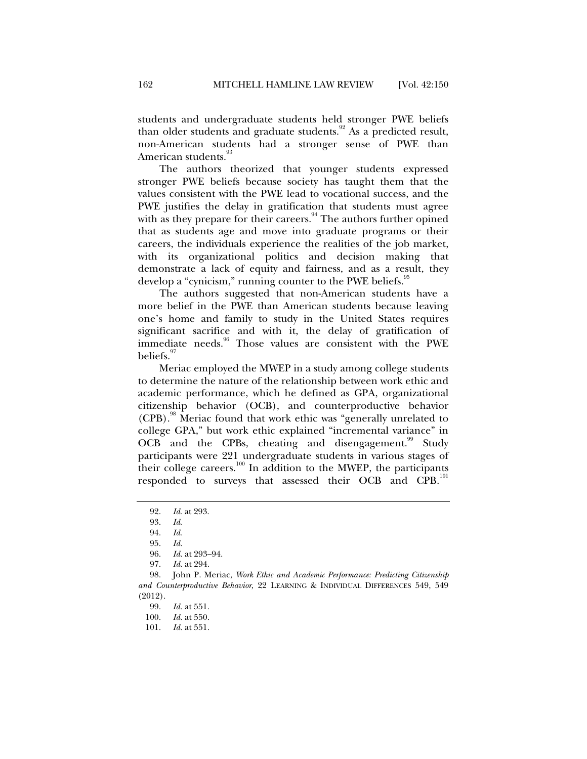students and undergraduate students held stronger PWE beliefs than older students and graduate students.[92] As a predicted result, non-American students had a stronger sense of PWE than American students.[93]

The authors theorized that younger students expressed stronger PWE beliefs because society has taught them that the values consistent with the PWE lead to vocational success, and the PWE justifies the delay in gratification that students must agree with as they prepare for their careers.[94] The authors further opined that as students age and move into graduate programs or their careers, the individuals experience the realities of the job market, with its organizational politics and decision making that demonstrate a lack of equity and fairness, and as a result, they develop a "cynicism," running counter to the PWE beliefs.[95]

The authors suggested that non-American students have a more belief in the PWE than American students because leaving one's home and family to study in the United States requires significant sacrifice and with it, the delay of gratification of immediate needs.[96] Those values are consistent with the PWE beliefs.[97]

Meriac employed the MWEP in a study among college students to determine the nature of the relationship between work ethic and academic performance, which he defined as GPA, organizational citizenship behavior (OCB), and counterproductive behavior (CPB).[98] Meriac found that work ethic was "generally unrelated to college GPA," but work ethic explained "incremental variance" in OCB and the CPBs, cheating and disengagement.[99] Study participants were 221 undergraduate students in various stages of their college careers.[100] In addition to the MWEP, the participants responded to surveys that assessed their OCB and CPB.[101]

---

92. *Id.* at 293.

93. *Id.*

94. *Id.*

95. *Id.*

96. *Id.* at 293–94.

97. *Id.* at 294.

98. John P. Meriac, *Work Ethic and Academic Performance: Predicting Citizenship and Counterproductive Behavior*, 22 LEARNING & INDIVIDUAL DIFFERENCES 549, 549 (2012).

99. *Id.* at 551.

100. *Id.* at 550.

101. *Id.* at 551.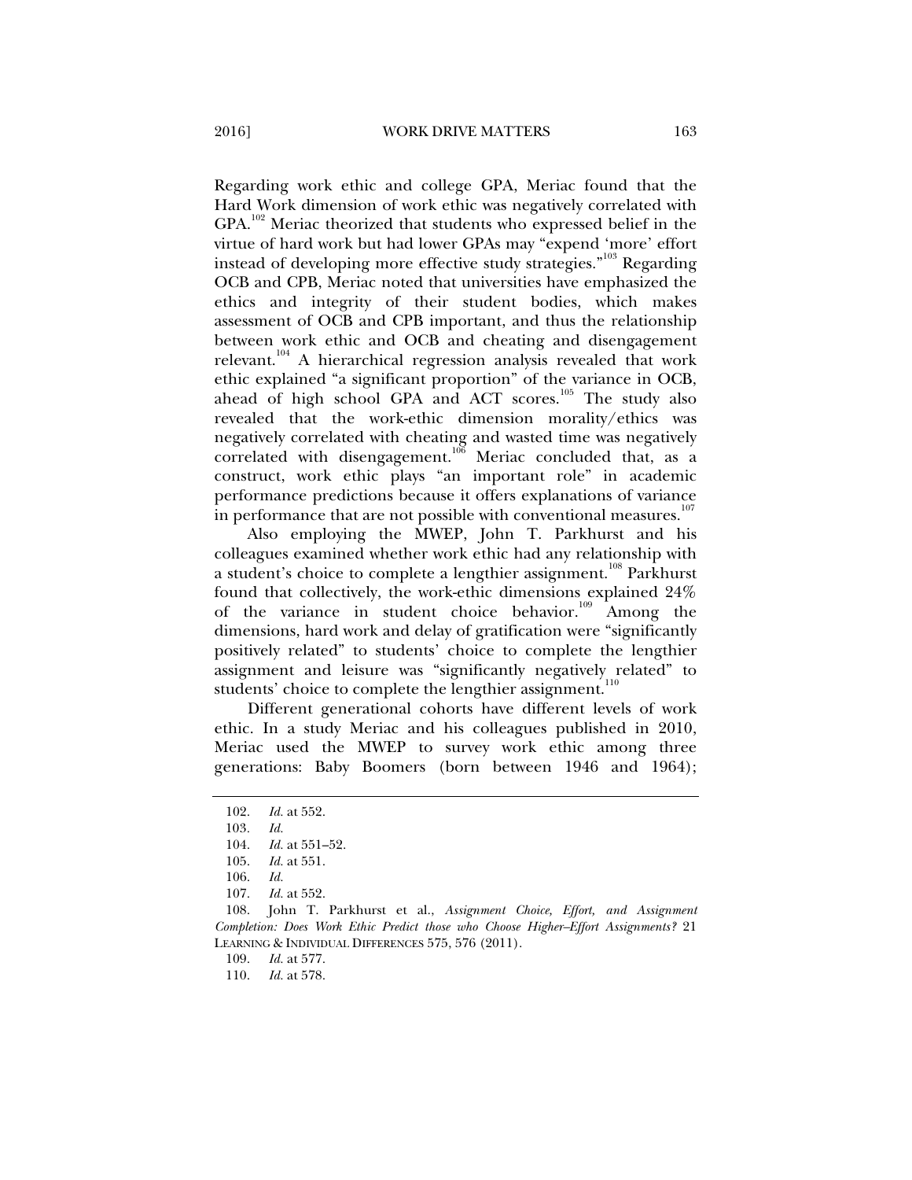Regarding work ethic and college GPA, Meriac found that the Hard Work dimension of work ethic was negatively correlated with GPA.[102] Meriac theorized that students who expressed belief in the virtue of hard work but had lower GPAs may "expend 'more' effort instead of developing more effective study strategies."[103] Regarding OCB and CPB, Meriac noted that universities have emphasized the ethics and integrity of their student bodies, which makes assessment of OCB and CPB important, and thus the relationship between work ethic and OCB and cheating and disengagement relevant.[104] A hierarchical regression analysis revealed that work ethic explained "a significant proportion" of the variance in OCB, ahead of high school GPA and ACT scores.[105] The study also revealed that the work-ethic dimension morality/ethics was negatively correlated with cheating and wasted time was negatively correlated with disengagement.[106] Meriac concluded that, as a construct, work ethic plays "an important role" in academic performance predictions because it offers explanations of variance in performance that are not possible with conventional measures.[107]

Also employing the MWEP, John T. Parkhurst and his colleagues examined whether work ethic had any relationship with a student's choice to complete a lengthier assignment.[108] Parkhurst found that collectively, the work-ethic dimensions explained 24% of the variance in student choice behavior.[109] Among the dimensions, hard work and delay of gratification were "significantly positively related" to students' choice to complete the lengthier assignment and leisure was "significantly negatively related" to students' choice to complete the lengthier assignment.[110]

Different generational cohorts have different levels of work ethic. In a study Meriac and his colleagues published in 2010, Meriac used the MWEP to survey work ethic among three generations: Baby Boomers (born between 1946 and 1964);

---

102. *Id.* at 552.
103. *Id.*
104. *Id.* at 551–52.
105. *Id.* at 551.
106. *Id.*
107. *Id.* at 552.
108. John T. Parkhurst et al., *Assignment Choice, Effort, and Assignment Completion: Does Work Ethic Predict those who Choose Higher–Effort Assignments?* 21 LEARNING & INDIVIDUAL DIFFERENCES 575, 576 (2011).
109. *Id.* at 577.
110. *Id.* at 578.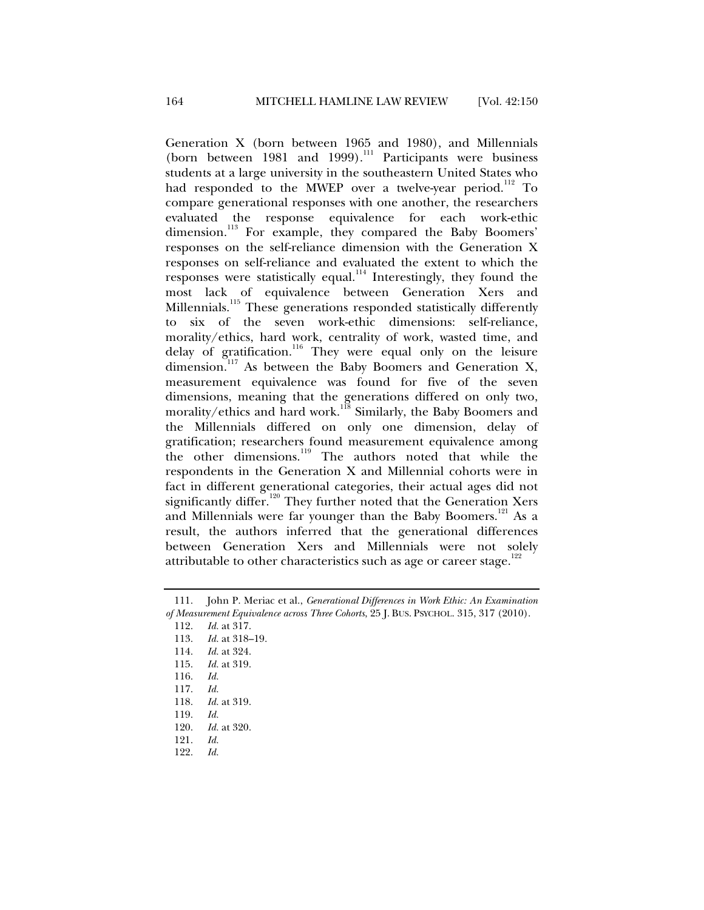Generation X (born between 1965 and 1980), and Millennials (born between 1981 and 1999).[111] Participants were business students at a large university in the southeastern United States who had responded to the MWEP over a twelve-year period.[112] To compare generational responses with one another, the researchers evaluated the response equivalence for each work-ethic dimension.[113] For example, they compared the Baby Boomers' responses on the self-reliance dimension with the Generation X responses on self-reliance and evaluated the extent to which the responses were statistically equal.[114] Interestingly, they found the most lack of equivalence between Generation Xers and Millennials.[115] These generations responded statistically differently to six of the seven work-ethic dimensions: self-reliance, morality/ethics, hard work, centrality of work, wasted time, and delay of gratification.[116] They were equal only on the leisure dimension.[117] As between the Baby Boomers and Generation X, measurement equivalence was found for five of the seven dimensions, meaning that the generations differed on only two, morality/ethics and hard work.[118] Similarly, the Baby Boomers and the Millennials differed on only one dimension, delay of gratification; researchers found measurement equivalence among the other dimensions.[119] The authors noted that while the respondents in the Generation X and Millennial cohorts were in fact in different generational categories, their actual ages did not significantly differ.[120] They further noted that the Generation Xers and Millennials were far younger than the Baby Boomers.[121] As a result, the authors inferred that the generational differences between Generation Xers and Millennials were not solely attributable to other characteristics such as age or career stage.[122]

---

111. John P. Meriac et al., *Generational Differences in Work Ethic: An Examination of Measurement Equivalence across Three Cohorts*, 25 J. BUS. PSYCHOL. 315, 317 (2010).

112. *Id.* at 317.

113. *Id.* at 318–19.

114. *Id.* at 324.

115. *Id.* at 319.

116. *Id.*

117. *Id.*

118. *Id.* at 319.

119. *Id.*

120. *Id.* at 320.

121. *Id.*

122. *Id.*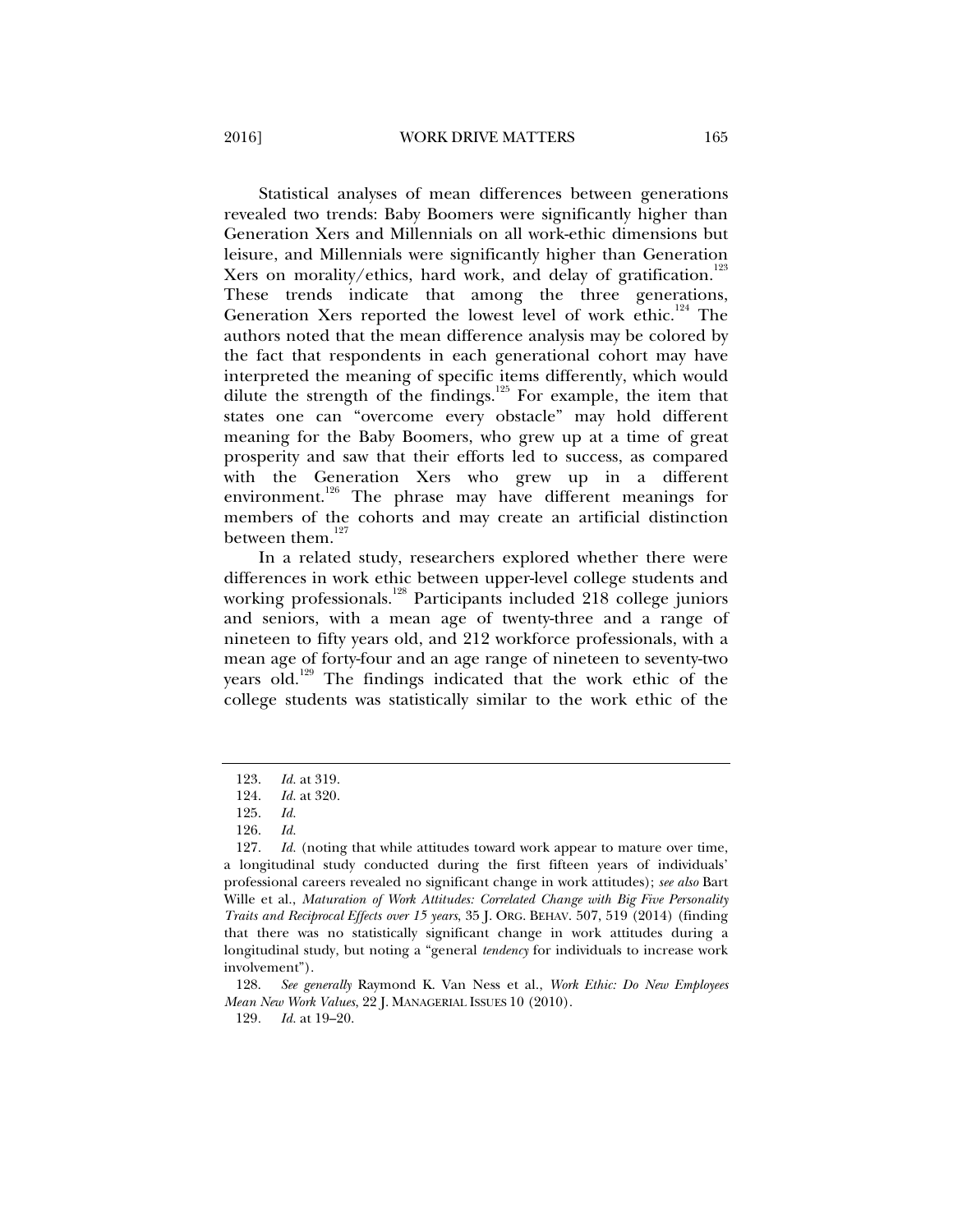Statistical analyses of mean differences between generations revealed two trends: Baby Boomers were significantly higher than Generation Xers and Millennials on all work-ethic dimensions but leisure, and Millennials were significantly higher than Generation Xers on morality/ethics, hard work, and delay of gratification.[123] These trends indicate that among the three generations, Generation Xers reported the lowest level of work ethic.[124] The authors noted that the mean difference analysis may be colored by the fact that respondents in each generational cohort may have interpreted the meaning of specific items differently, which would dilute the strength of the findings.[125] For example, the item that states one can "overcome every obstacle" may hold different meaning for the Baby Boomers, who grew up at a time of great prosperity and saw that their efforts led to success, as compared with the Generation Xers who grew up in a different environment.[126] The phrase may have different meanings for members of the cohorts and may create an artificial distinction between them.[127]

In a related study, researchers explored whether there were differences in work ethic between upper-level college students and working professionals.[128] Participants included 218 college juniors and seniors, with a mean age of twenty-three and a range of nineteen to fifty years old, and 212 workforce professionals, with a mean age of forty-four and an age range of nineteen to seventy-two years old.[129] The findings indicated that the work ethic of the college students was statistically similar to the work ethic of the

---

123. *Id.* at 319.

124. *Id.* at 320.

125. *Id.*

126. *Id.*

127. *Id.* (noting that while attitudes toward work appear to mature over time, a longitudinal study conducted during the first fifteen years of individuals' professional careers revealed no significant change in work attitudes); *see also* Bart Wille et al., *Maturation of Work Attitudes: Correlated Change with Big Five Personality Traits and Reciprocal Effects over 15 years*, 35 J. ORG. BEHAV. 507, 519 (2014) (finding that there was no statistically significant change in work attitudes during a longitudinal study, but noting a "general *tendency* for individuals to increase work involvement").

128. *See generally* Raymond K. Van Ness et al., *Work Ethic: Do New Employees Mean New Work Values*, 22 J. MANAGERIAL ISSUES 10 (2010).

129. *Id.* at 19–20.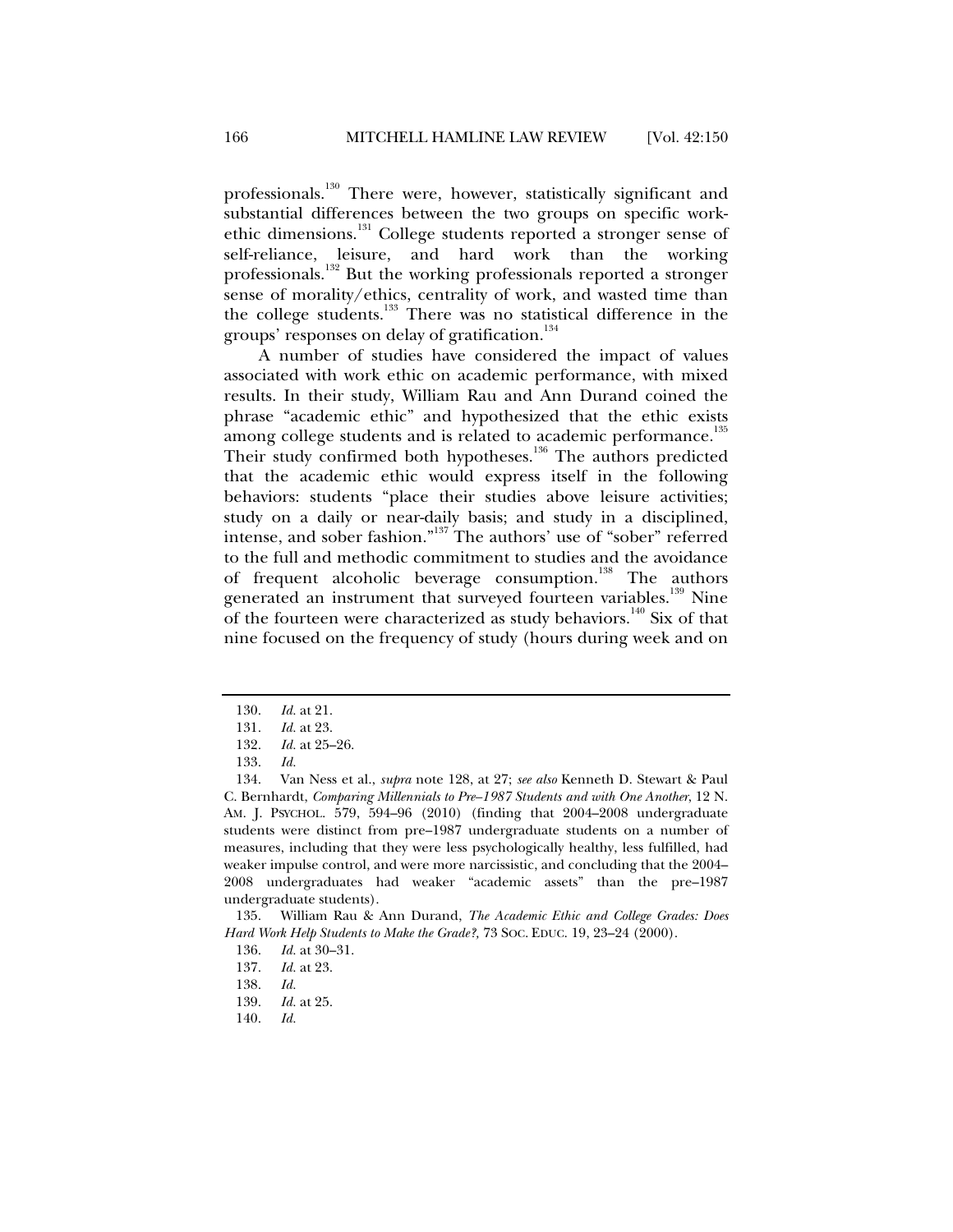professionals.[130] There were, however, statistically significant and substantial differences between the two groups on specific work-ethic dimensions.[131] College students reported a stronger sense of self-reliance, leisure, and hard work than the working professionals.[132] But the working professionals reported a stronger sense of morality/ethics, centrality of work, and wasted time than the college students.[133] There was no statistical difference in the groups' responses on delay of gratification.[134]

A number of studies have considered the impact of values associated with work ethic on academic performance, with mixed results. In their study, William Rau and Ann Durand coined the phrase "academic ethic" and hypothesized that the ethic exists among college students and is related to academic performance.[135] Their study confirmed both hypotheses.[136] The authors predicted that the academic ethic would express itself in the following behaviors: students "place their studies above leisure activities; study on a daily or near-daily basis; and study in a disciplined, intense, and sober fashion."[137] The authors' use of "sober" referred to the full and methodic commitment to studies and the avoidance of frequent alcoholic beverage consumption.[138] The authors generated an instrument that surveyed fourteen variables.[139] Nine of the fourteen were characterized as study behaviors.[140] Six of that nine focused on the frequency of study (hours during week and on

---

130. *Id.* at 21.

131. *Id.* at 23.

132. *Id.* at 25–26.

133. *Id.*

134. Van Ness et al., *supra* note 128, at 27; *see also* Kenneth D. Stewart & Paul C. Bernhardt, *Comparing Millennials to Pre–1987 Students and with One Another*, 12 N. AM. J. PSYCHOL. 579, 594–96 (2010) (finding that 2004–2008 undergraduate students were distinct from pre–1987 undergraduate students on a number of measures, including that they were less psychologically healthy, less fulfilled, had weaker impulse control, and were more narcissistic, and concluding that the 2004–2008 undergraduates had weaker "academic assets" than the pre–1987 undergraduate students).

135. William Rau & Ann Durand, *The Academic Ethic and College Grades: Does Hard Work Help Students to Make the Grade?*, 73 SOC. EDUC. 19, 23–24 (2000).

136. *Id.* at 30–31.

137. *Id.* at 23.

138. *Id.*

139. *Id.* at 25.

140. *Id.*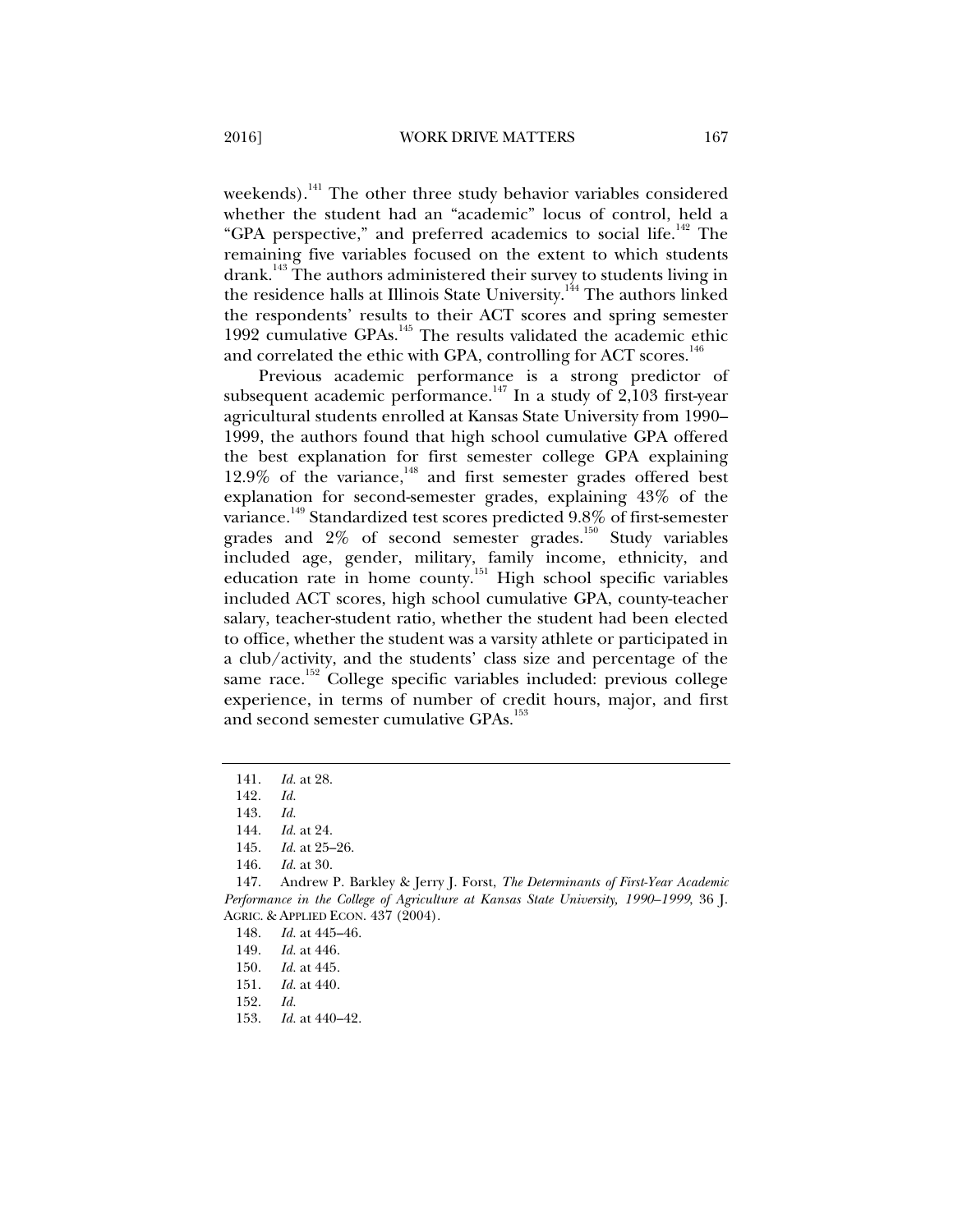weekends).[141] The other three study behavior variables considered whether the student had an "academic" locus of control, held a "GPA perspective," and preferred academics to social life.[142] The remaining five variables focused on the extent to which students drank.[143] The authors administered their survey to students living in the residence halls at Illinois State University.[144] The authors linked the respondents' results to their ACT scores and spring semester 1992 cumulative GPAs.[145] The results validated the academic ethic and correlated the ethic with GPA, controlling for ACT scores.[146]

Previous academic performance is a strong predictor of subsequent academic performance.[147] In a study of 2,103 first-year agricultural students enrolled at Kansas State University from 1990–1999, the authors found that high school cumulative GPA offered the best explanation for first semester college GPA explaining 12.9% of the variance,[148] and first semester grades offered best explanation for second-semester grades, explaining 43% of the variance.[149] Standardized test scores predicted 9.8% of first-semester grades and 2% of second semester grades.[150] Study variables included age, gender, military, family income, ethnicity, and education rate in home county.[151] High school specific variables included ACT scores, high school cumulative GPA, county-teacher salary, teacher-student ratio, whether the student had been elected to office, whether the student was a varsity athlete or participated in a club/activity, and the students' class size and percentage of the same race.[152] College specific variables included: previous college experience, in terms of number of credit hours, major, and first and second semester cumulative GPAs.[153]

---

141. *Id.* at 28.
142. *Id.*
143. *Id.*
144. *Id.* at 24.
145. *Id.* at 25–26.
146. *Id.* at 30.
147. Andrew P. Barkley & Jerry J. Forst, *The Determinants of First-Year Academic Performance in the College of Agriculture at Kansas State University, 1990–1999*, 36 J. AGRIC. & APPLIED ECON. 437 (2004).
148. *Id.* at 445–46.
149. *Id.* at 446.
150. *Id.* at 445.
151. *Id.* at 440.
152. *Id.*
153. *Id.* at 440–42.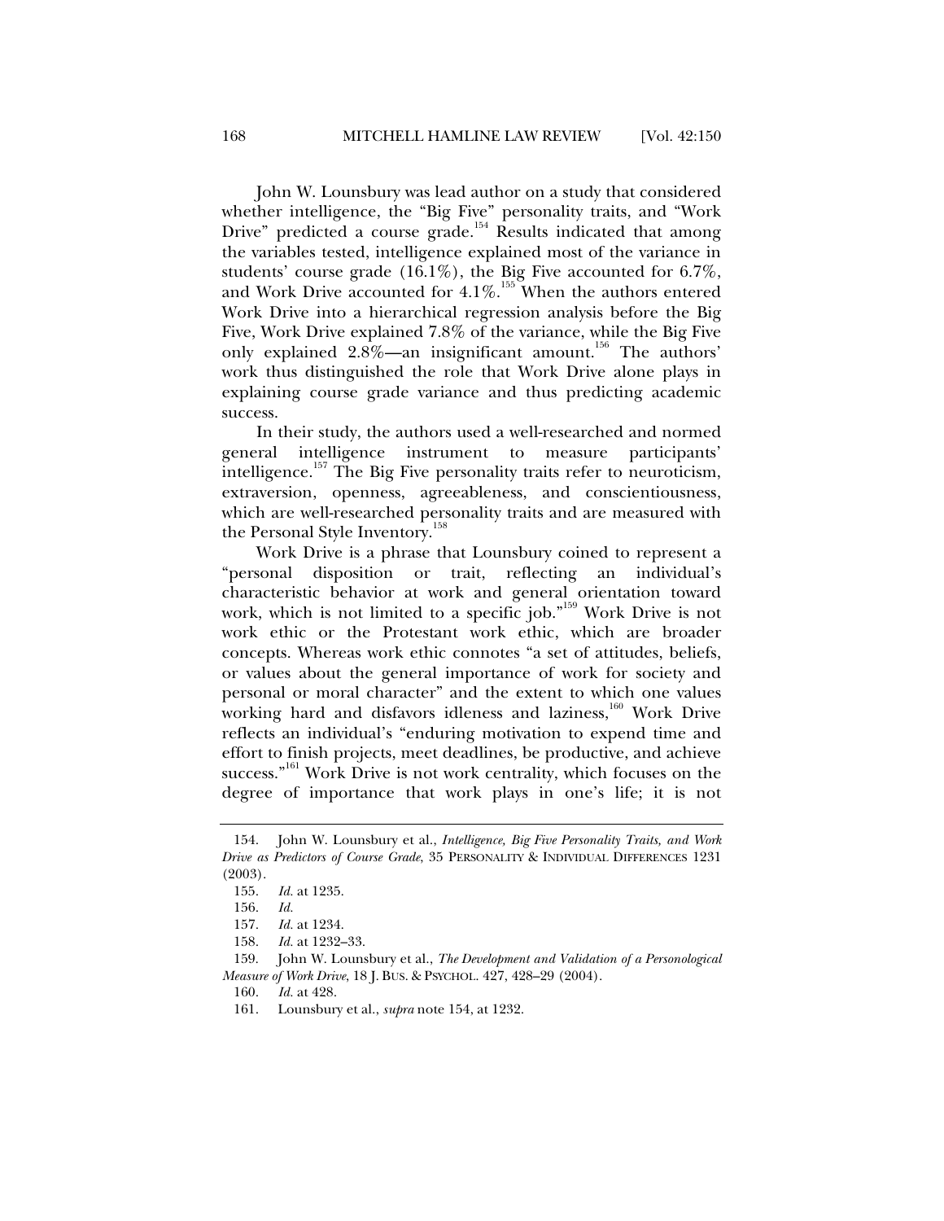John W. Lounsbury was lead author on a study that considered whether intelligence, the "Big Five" personality traits, and "Work Drive" predicted a course grade.[154] Results indicated that among the variables tested, intelligence explained most of the variance in students' course grade (16.1%), the Big Five accounted for 6.7%, and Work Drive accounted for 4.1%.[155] When the authors entered Work Drive into a hierarchical regression analysis before the Big Five, Work Drive explained 7.8% of the variance, while the Big Five only explained 2.8%—an insignificant amount.[156] The authors' work thus distinguished the role that Work Drive alone plays in explaining course grade variance and thus predicting academic success.

In their study, the authors used a well-researched and normed general intelligence instrument to measure participants' intelligence.[157] The Big Five personality traits refer to neuroticism, extraversion, openness, agreeableness, and conscientiousness, which are well-researched personality traits and are measured with the Personal Style Inventory.[158]

Work Drive is a phrase that Lounsbury coined to represent a "personal disposition or trait, reflecting an individual's characteristic behavior at work and general orientation toward work, which is not limited to a specific job."[159] Work Drive is not work ethic or the Protestant work ethic, which are broader concepts. Whereas work ethic connotes "a set of attitudes, beliefs, or values about the general importance of work for society and personal or moral character" and the extent to which one values working hard and disfavors idleness and laziness,[160] Work Drive reflects an individual's "enduring motivation to expend time and effort to finish projects, meet deadlines, be productive, and achieve success."[161] Work Drive is not work centrality, which focuses on the degree of importance that work plays in one's life; it is not

---

154. John W. Lounsbury et al., *Intelligence, Big Five Personality Traits, and Work Drive as Predictors of Course Grade*, 35 PERSONALITY & INDIVIDUAL DIFFERENCES 1231 (2003).

155. *Id.* at 1235.

156. *Id.*

157. *Id.* at 1234.

158. *Id.* at 1232–33.

159. John W. Lounsbury et al., *The Development and Validation of a Personological Measure of Work Drive*, 18 J. BUS. & PSYCHOL. 427, 428–29 (2004).

160. *Id.* at 428.

161. Lounsbury et al., *supra* note 154, at 1232.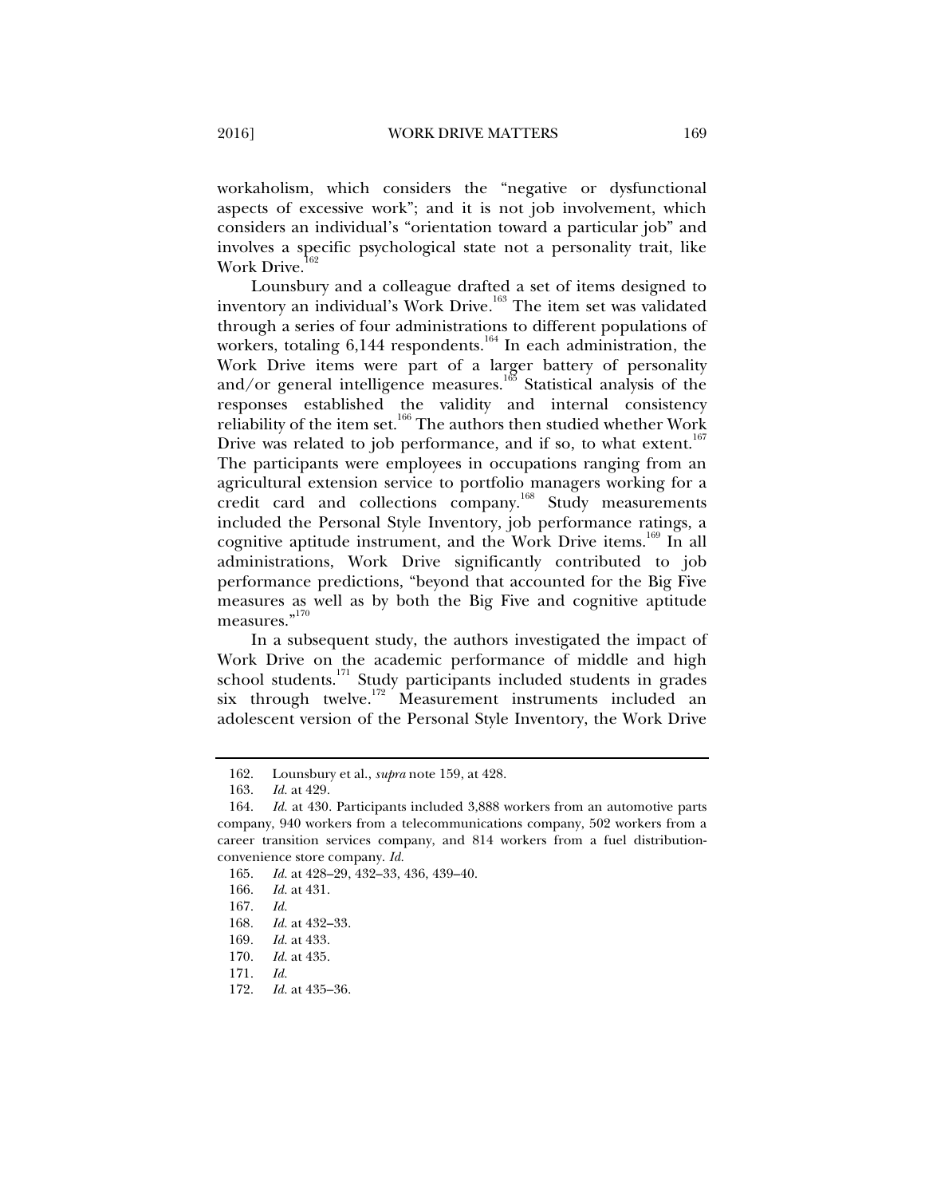workaholism, which considers the "negative or dysfunctional aspects of excessive work"; and it is not job involvement, which considers an individual's "orientation toward a particular job" and involves a specific psychological state not a personality trait, like Work Drive.[162]

Lounsbury and a colleague drafted a set of items designed to inventory an individual's Work Drive.[163] The item set was validated through a series of four administrations to different populations of workers, totaling 6,144 respondents.[164] In each administration, the Work Drive items were part of a larger battery of personality and/or general intelligence measures.[165] Statistical analysis of the responses established the validity and internal consistency reliability of the item set.[166] The authors then studied whether Work Drive was related to job performance, and if so, to what extent.[167] The participants were employees in occupations ranging from an agricultural extension service to portfolio managers working for a credit card and collections company.[168] Study measurements included the Personal Style Inventory, job performance ratings, a cognitive aptitude instrument, and the Work Drive items.[169] In all administrations, Work Drive significantly contributed to job performance predictions, "beyond that accounted for the Big Five measures as well as by both the Big Five and cognitive aptitude measures."[170]

In a subsequent study, the authors investigated the impact of Work Drive on the academic performance of middle and high school students.[171] Study participants included students in grades six through twelve.[172] Measurement instruments included an adolescent version of the Personal Style Inventory, the Work Drive

---

162. Lounsbury et al., *supra* note 159, at 428.

163. *Id.* at 429.

164. *Id.* at 430. Participants included 3,888 workers from an automotive parts company, 940 workers from a telecommunications company, 502 workers from a career transition services company, and 814 workers from a fuel distribution-convenience store company. *Id.*

165. *Id.* at 428–29, 432–33, 436, 439–40.

166. *Id.* at 431.

167. *Id.*

168. *Id.* at 432–33.

169. *Id.* at 433.

170. *Id.* at 435.

171. *Id.*

172. *Id.* at 435–36.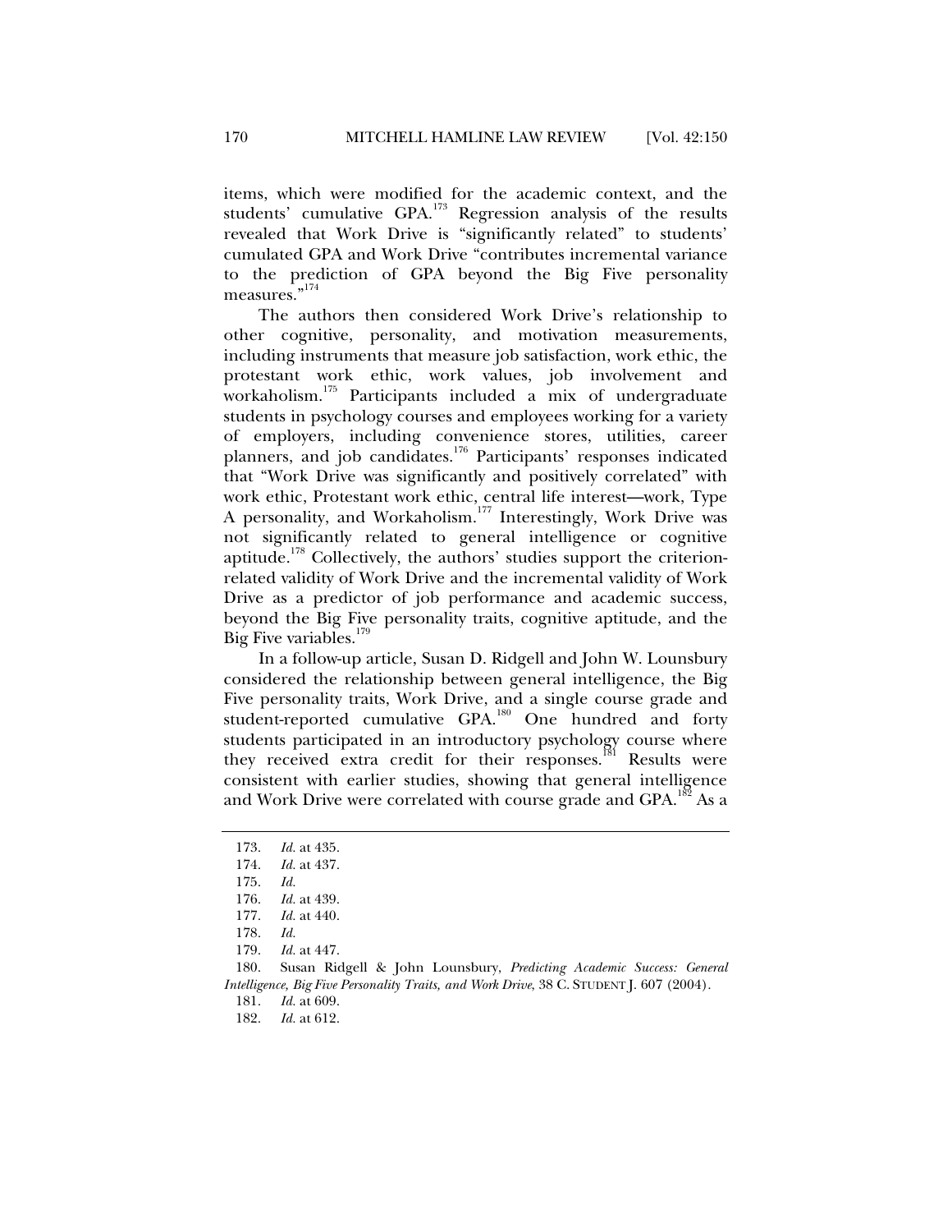items, which were modified for the academic context, and the students' cumulative GPA.[173] Regression analysis of the results revealed that Work Drive is "significantly related" to students' cumulated GPA and Work Drive "contributes incremental variance to the prediction of GPA beyond the Big Five personality measures."[174]

The authors then considered Work Drive's relationship to other cognitive, personality, and motivation measurements, including instruments that measure job satisfaction, work ethic, the protestant work ethic, work values, job involvement and workaholism.[175] Participants included a mix of undergraduate students in psychology courses and employees working for a variety of employers, including convenience stores, utilities, career planners, and job candidates.[176] Participants' responses indicated that "Work Drive was significantly and positively correlated" with work ethic, Protestant work ethic, central life interest—work, Type A personality, and Workaholism.[177] Interestingly, Work Drive was not significantly related to general intelligence or cognitive aptitude.[178] Collectively, the authors' studies support the criterion-related validity of Work Drive and the incremental validity of Work Drive as a predictor of job performance and academic success, beyond the Big Five personality traits, cognitive aptitude, and the Big Five variables.[179]

In a follow-up article, Susan D. Ridgell and John W. Lounsbury considered the relationship between general intelligence, the Big Five personality traits, Work Drive, and a single course grade and student-reported cumulative GPA.[180] One hundred and forty students participated in an introductory psychology course where they received extra credit for their responses.[181] Results were consistent with earlier studies, showing that general intelligence and Work Drive were correlated with course grade and GPA.[182] As a

---

173. *Id.* at 435.

174. *Id.* at 437.

175. *Id.*

176. *Id.* at 439.

177. *Id.* at 440.

178. *Id.*

179. *Id.* at 447.

180. Susan Ridgell & John Lounsbury, *Predicting Academic Success: General Intelligence, Big Five Personality Traits, and Work Drive*, 38 C. STUDENT J. 607 (2004).

181. *Id.* at 609.

182. *Id.* at 612.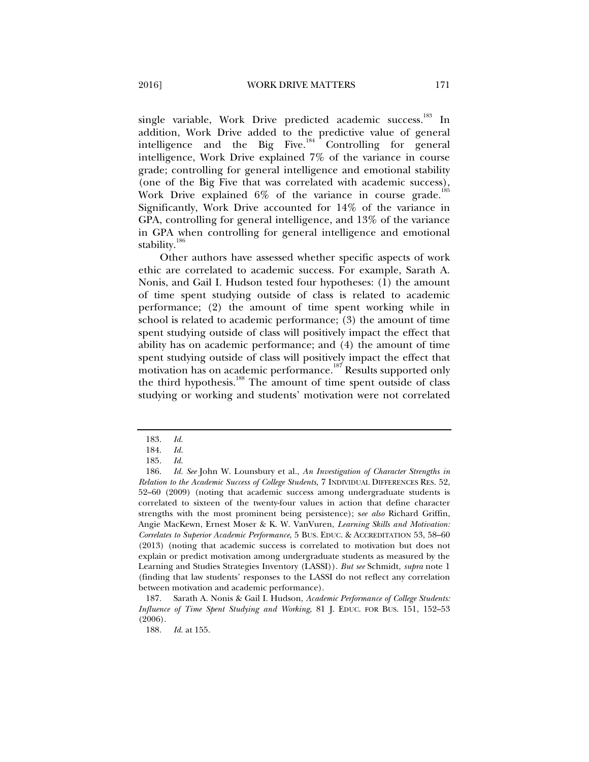single variable, Work Drive predicted academic success.[183] In addition, Work Drive added to the predictive value of general intelligence and the Big Five.[184] Controlling for general intelligence, Work Drive explained 7% of the variance in course grade; controlling for general intelligence and emotional stability (one of the Big Five that was correlated with academic success), Work Drive explained 6% of the variance in course grade.[185] Significantly, Work Drive accounted for 14% of the variance in GPA, controlling for general intelligence, and 13% of the variance in GPA when controlling for general intelligence and emotional stability.[186]

Other authors have assessed whether specific aspects of work ethic are correlated to academic success. For example, Sarath A. Nonis, and Gail I. Hudson tested four hypotheses: (1) the amount of time spent studying outside of class is related to academic performance; (2) the amount of time spent working while in school is related to academic performance; (3) the amount of time spent studying outside of class will positively impact the effect that ability has on academic performance; and (4) the amount of time spent studying outside of class will positively impact the effect that motivation has on academic performance.[187] Results supported only the third hypothesis.[188] The amount of time spent outside of class studying or working and students' motivation were not correlated

---

183. *Id.*

184. *Id.*

185. *Id.*

186. *Id. See* John W. Lounsbury et al., *An Investigation of Character Strengths in Relation to the Academic Success of College Students*, 7 INDIVIDUAL DIFFERENCES RES. 52, 52–60 (2009) (noting that academic success among undergraduate students is correlated to sixteen of the twenty-four values in action that define character strengths with the most prominent being persistence); s*ee also* Richard Griffin, Angie MacKewn, Ernest Moser & K. W. VanVuren, *Learning Skills and Motivation: Correlates to Superior Academic Performance*, 5 BUS. EDUC. & ACCREDITATION 53, 58–60 (2013) (noting that academic success is correlated to motivation but does not explain or predict motivation among undergraduate students as measured by the Learning and Studies Strategies Inventory (LASSI)). *But see* Schmidt, *supra* note 1 (finding that law students' responses to the LASSI do not reflect any correlation between motivation and academic performance).

187. Sarath A. Nonis & Gail I. Hudson, *Academic Performance of College Students: Influence of Time Spent Studying and Working*, 81 J. EDUC. FOR BUS. 151, 152–53 (2006).

188. *Id.* at 155.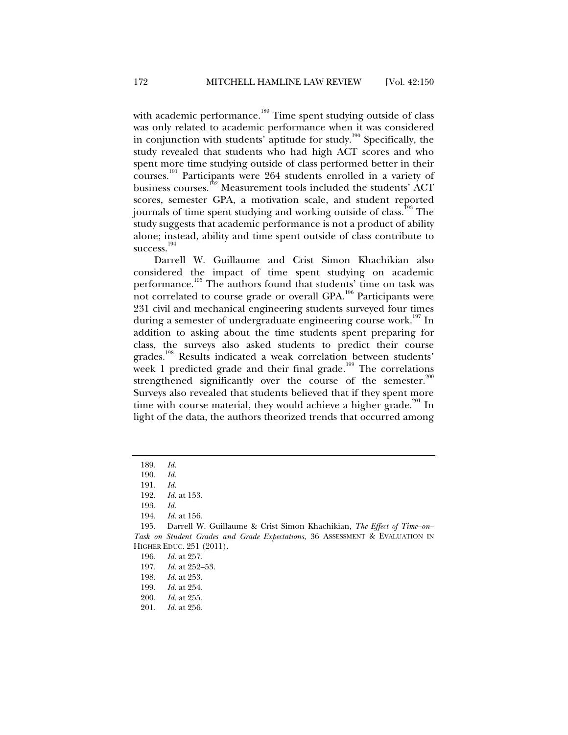with academic performance.[189] Time spent studying outside of class was only related to academic performance when it was considered in conjunction with students' aptitude for study.[190] Specifically, the study revealed that students who had high ACT scores and who spent more time studying outside of class performed better in their courses.[191] Participants were 264 students enrolled in a variety of business courses.[192] Measurement tools included the students' ACT scores, semester GPA, a motivation scale, and student reported journals of time spent studying and working outside of class.[193] The study suggests that academic performance is not a product of ability alone; instead, ability and time spent outside of class contribute to success.[194]

Darrell W. Guillaume and Crist Simon Khachikian also considered the impact of time spent studying on academic performance.[195] The authors found that students' time on task was not correlated to course grade or overall GPA.[196] Participants were 231 civil and mechanical engineering students surveyed four times during a semester of undergraduate engineering course work.[197] In addition to asking about the time students spent preparing for class, the surveys also asked students to predict their course grades.[198] Results indicated a weak correlation between students' week 1 predicted grade and their final grade.[199] The correlations strengthened significantly over the course of the semester.[200] Surveys also revealed that students believed that if they spent more time with course material, they would achieve a higher grade.[201] In light of the data, the authors theorized trends that occurred among

---

189. *Id.*
190. *Id.*
191. *Id.*
192. *Id.* at 153.
193. *Id.*
194. *Id.* at 156.
195. Darrell W. Guillaume & Crist Simon Khachikian, *The Effect of Time–on–Task on Student Grades and Grade Expectations*, 36 ASSESSMENT & EVALUATION IN HIGHER EDUC. 251 (2011).
196. *Id.* at 257.
197. *Id.* at 252–53.
198. *Id.* at 253.
199. *Id.* at 254.
200. *Id.* at 255.
201. *Id.* at 256.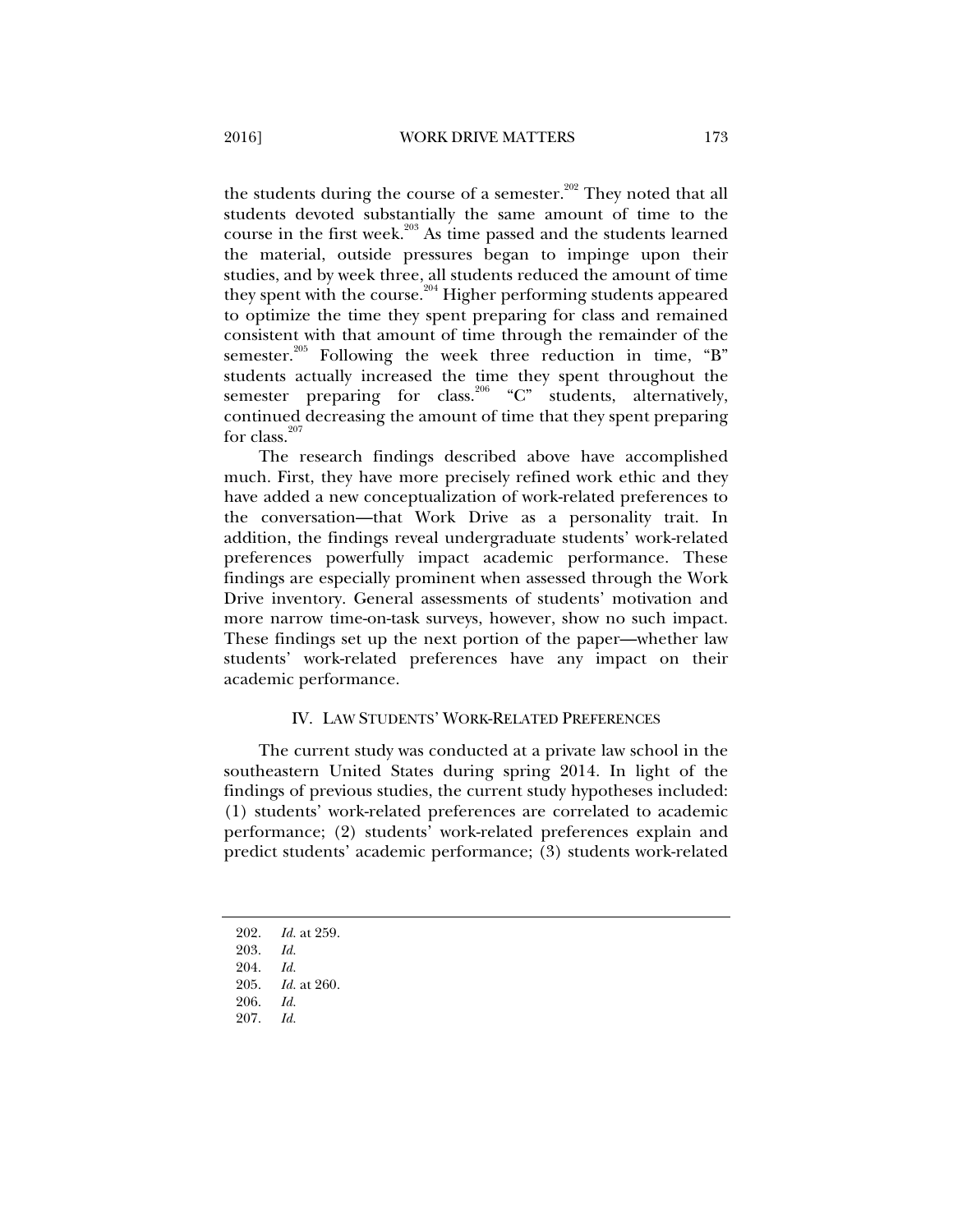the students during the course of a semester.[202] They noted that all students devoted substantially the same amount of time to the course in the first week.[203] As time passed and the students learned the material, outside pressures began to impinge upon their studies, and by week three, all students reduced the amount of time they spent with the course.[204] Higher performing students appeared to optimize the time they spent preparing for class and remained consistent with that amount of time through the remainder of the semester.[205] Following the week three reduction in time, "B" students actually increased the time they spent throughout the semester preparing for class.[206] "C" students, alternatively, continued decreasing the amount of time that they spent preparing for class.[207]

The research findings described above have accomplished much. First, they have more precisely refined work ethic and they have added a new conceptualization of work-related preferences to the conversation—that Work Drive as a personality trait. In addition, the findings reveal undergraduate students' work-related preferences powerfully impact academic performance. These findings are especially prominent when assessed through the Work Drive inventory. General assessments of students' motivation and more narrow time-on-task surveys, however, show no such impact. These findings set up the next portion of the paper—whether law students' work-related preferences have any impact on their academic performance.

## IV. LAW STUDENTS' WORK-RELATED PREFERENCES

The current study was conducted at a private law school in the southeastern United States during spring 2014. In light of the findings of previous studies, the current study hypotheses included: (1) students' work-related preferences are correlated to academic performance; (2) students' work-related preferences explain and predict students' academic performance; (3) students work-related

---

202. *Id.* at 259.

203. *Id.*

204. *Id.*

205. *Id.* at 260.

206. *Id.*

207. *Id.*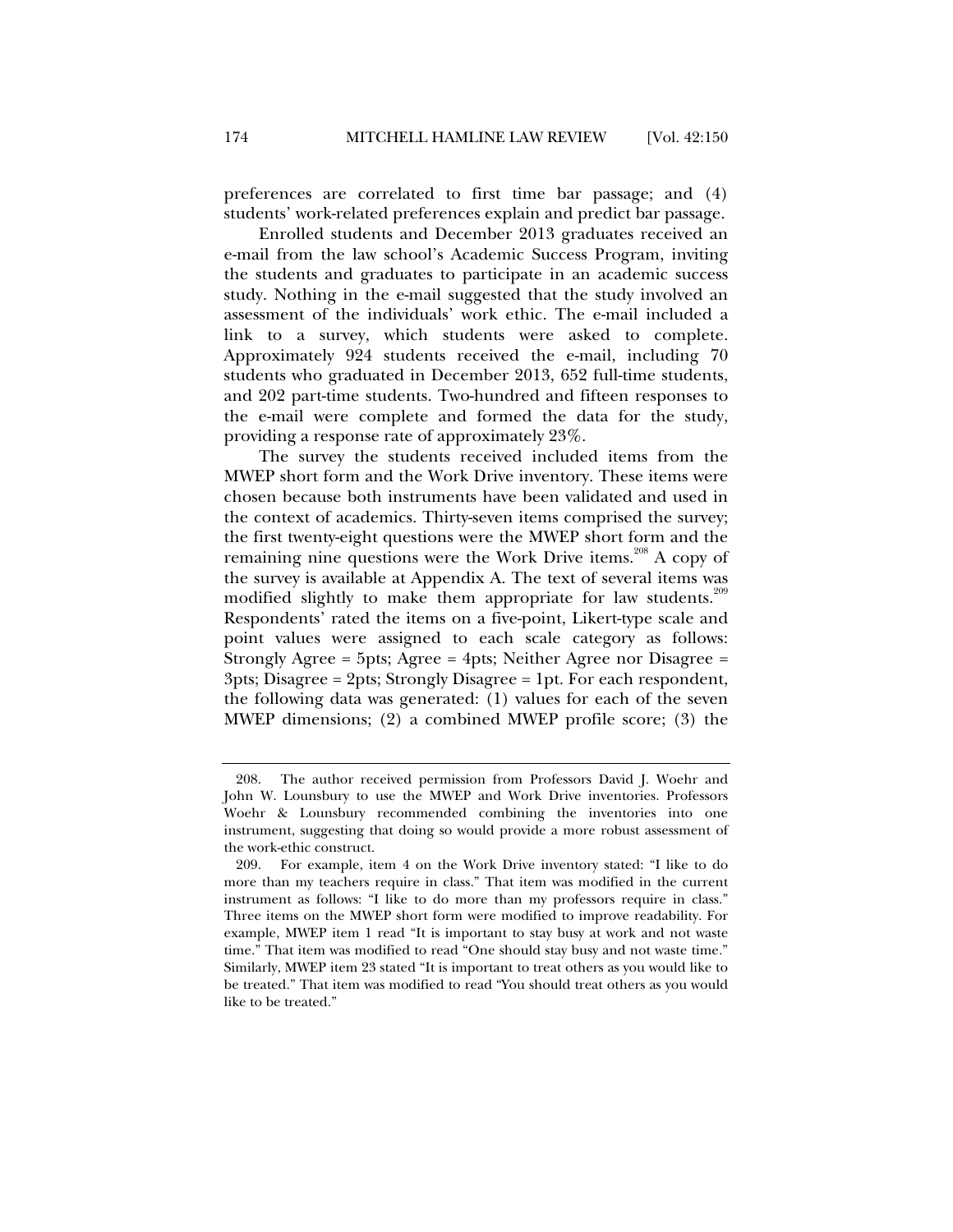preferences are correlated to first time bar passage; and (4) students' work-related preferences explain and predict bar passage.

Enrolled students and December 2013 graduates received an e-mail from the law school's Academic Success Program, inviting the students and graduates to participate in an academic success study. Nothing in the e-mail suggested that the study involved an assessment of the individuals' work ethic. The e-mail included a link to a survey, which students were asked to complete. Approximately 924 students received the e-mail, including 70 students who graduated in December 2013, 652 full-time students, and 202 part-time students. Two-hundred and fifteen responses to the e-mail were complete and formed the data for the study, providing a response rate of approximately 23%.

The survey the students received included items from the MWEP short form and the Work Drive inventory. These items were chosen because both instruments have been validated and used in the context of academics. Thirty-seven items comprised the survey; the first twenty-eight questions were the MWEP short form and the remaining nine questions were the Work Drive items.[208] A copy of the survey is available at Appendix A. The text of several items was modified slightly to make them appropriate for law students.[209] Respondents' rated the items on a five-point, Likert-type scale and point values were assigned to each scale category as follows: Strongly Agree = 5pts; Agree = 4pts; Neither Agree nor Disagree = 3pts; Disagree = 2pts; Strongly Disagree = 1pt. For each respondent, the following data was generated: (1) values for each of the seven MWEP dimensions; (2) a combined MWEP profile score; (3) the

---

208. The author received permission from Professors David J. Woehr and John W. Lounsbury to use the MWEP and Work Drive inventories. Professors Woehr & Lounsbury recommended combining the inventories into one instrument, suggesting that doing so would provide a more robust assessment of the work-ethic construct.

209. For example, item 4 on the Work Drive inventory stated: "I like to do more than my teachers require in class." That item was modified in the current instrument as follows: "I like to do more than my professors require in class." Three items on the MWEP short form were modified to improve readability. For example, MWEP item 1 read "It is important to stay busy at work and not waste time." That item was modified to read "One should stay busy and not waste time." Similarly, MWEP item 23 stated "It is important to treat others as you would like to be treated." That item was modified to read "You should treat others as you would like to be treated."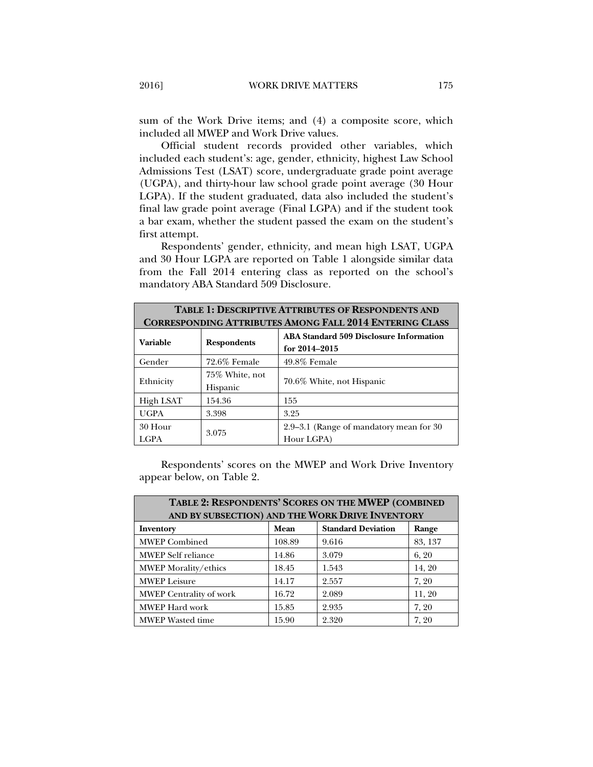sum of the Work Drive items; and (4) a composite score, which included all MWEP and Work Drive values.

Official student records provided other variables, which included each student's: age, gender, ethnicity, highest Law School Admissions Test (LSAT) score, undergraduate grade point average (UGPA), and thirty-hour law school grade point average (30 Hour LGPA). If the student graduated, data also included the student's final law grade point average (Final LGPA) and if the student took a bar exam, whether the student passed the exam on the student's first attempt.

Respondents' gender, ethnicity, and mean high LSAT, UGPA and 30 Hour LGPA are reported on Table 1 alongside similar data from the Fall 2014 entering class as reported on the school's mandatory ABA Standard 509 Disclosure.

| **TABLE 1: DESCRIPTIVE ATTRIBUTES OF RESPONDENTS AND CORRESPONDING ATTRIBUTES AMONG FALL 2014 ENTERING CLASS** | | |
|---|---|---|
| **Variable** | **Respondents** | **ABA Standard 509 Disclosure Information for 2014–2015** |
| Gender | 72.6% Female | 49.8% Female |
| Ethnicity | 75% White, not Hispanic | 70.6% White, not Hispanic |
| High LSAT | 154.36 | 155 |
| UGPA | 3.398 | 3.25 |
| 30 Hour LGPA | 3.075 | 2.9–3.1 (Range of mandatory mean for 30 Hour LGPA) |

Respondents' scores on the MWEP and Work Drive Inventory appear below, on Table 2.

| **TABLE 2: RESPONDENTS' SCORES ON THE MWEP (COMBINED AND BY SUBSECTION) AND THE WORK DRIVE INVENTORY** | | | |
|---|---|---|---|
| **Inventory** | **Mean** | **Standard Deviation** | **Range** |
| MWEP Combined | 108.89 | 9.616 | 83, 137 |
| MWEP Self reliance | 14.86 | 3.079 | 6, 20 |
| MWEP Morality/ethics | 18.45 | 1.543 | 14, 20 |
| MWEP Leisure | 14.17 | 2.557 | 7, 20 |
| MWEP Centrality of work | 16.72 | 2.089 | 11, 20 |
| MWEP Hard work | 15.85 | 2.935 | 7, 20 |
| MWEP Wasted time | 15.90 | 2.320 | 7, 20 |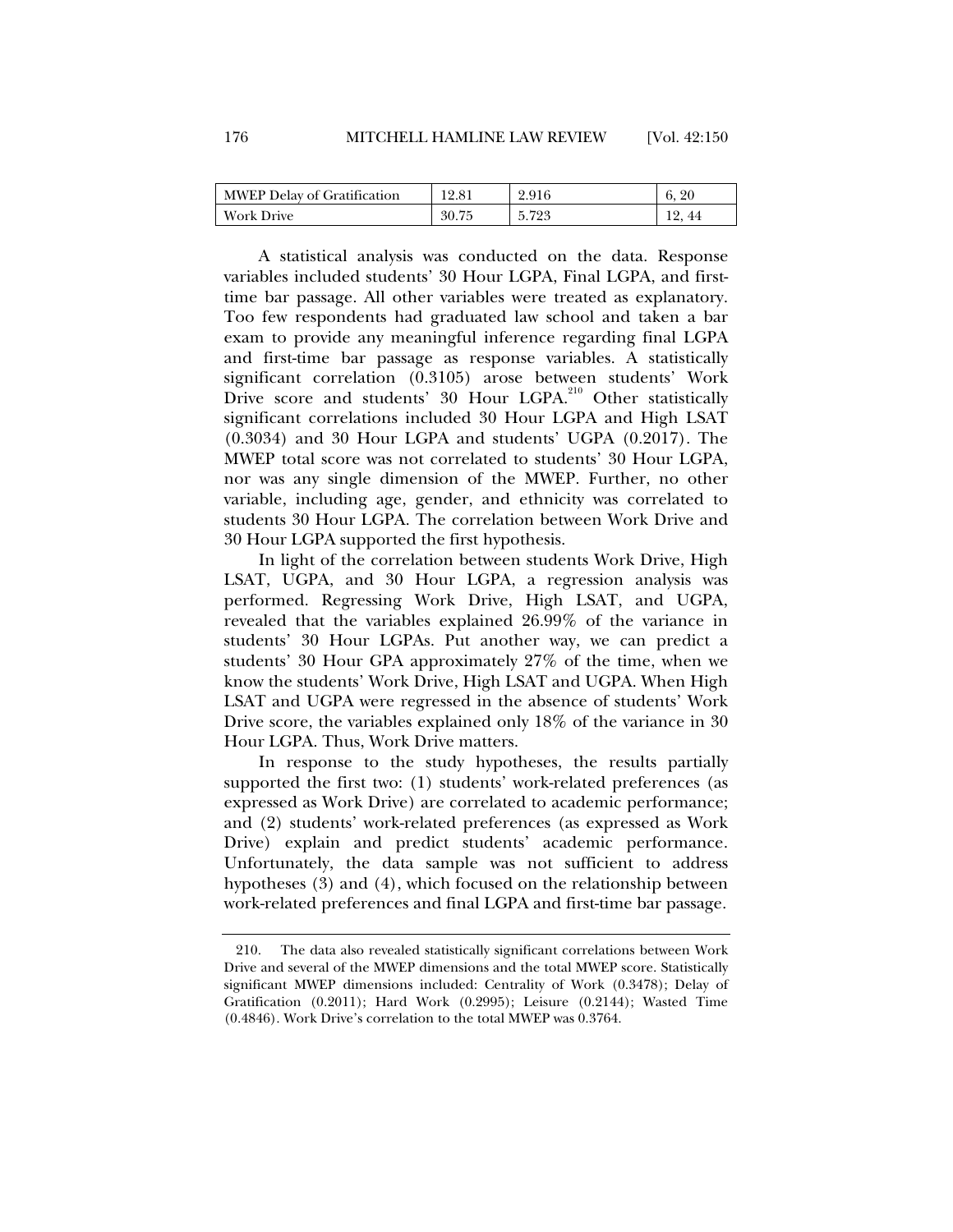| MWEP Delay of Gratification | 12.81 | 2.916 | 6, 20 |
|---|---|---|---|
| Work Drive | 30.75 | 5.723 | 12, 44 |

A statistical analysis was conducted on the data. Response variables included students' 30 Hour LGPA, Final LGPA, and first-time bar passage. All other variables were treated as explanatory. Too few respondents had graduated law school and taken a bar exam to provide any meaningful inference regarding final LGPA and first-time bar passage as response variables. A statistically significant correlation (0.3105) arose between students' Work Drive score and students' 30 Hour LGPA.[210] Other statistically significant correlations included 30 Hour LGPA and High LSAT (0.3034) and 30 Hour LGPA and students' UGPA (0.2017). The MWEP total score was not correlated to students' 30 Hour LGPA, nor was any single dimension of the MWEP. Further, no other variable, including age, gender, and ethnicity was correlated to students 30 Hour LGPA. The correlation between Work Drive and 30 Hour LGPA supported the first hypothesis.

In light of the correlation between students Work Drive, High LSAT, UGPA, and 30 Hour LGPA, a regression analysis was performed. Regressing Work Drive, High LSAT, and UGPA, revealed that the variables explained 26.99% of the variance in students' 30 Hour LGPAs. Put another way, we can predict a students' 30 Hour GPA approximately 27% of the time, when we know the students' Work Drive, High LSAT and UGPA. When High LSAT and UGPA were regressed in the absence of students' Work Drive score, the variables explained only 18% of the variance in 30 Hour LGPA. Thus, Work Drive matters.

In response to the study hypotheses, the results partially supported the first two: (1) students' work-related preferences (as expressed as Work Drive) are correlated to academic performance; and (2) students' work-related preferences (as expressed as Work Drive) explain and predict students' academic performance. Unfortunately, the data sample was not sufficient to address hypotheses (3) and (4), which focused on the relationship between work-related preferences and final LGPA and first-time bar passage.

---

210. The data also revealed statistically significant correlations between Work Drive and several of the MWEP dimensions and the total MWEP score. Statistically significant MWEP dimensions included: Centrality of Work (0.3478); Delay of Gratification (0.2011); Hard Work (0.2995); Leisure (0.2144); Wasted Time (0.4846). Work Drive's correlation to the total MWEP was 0.3764.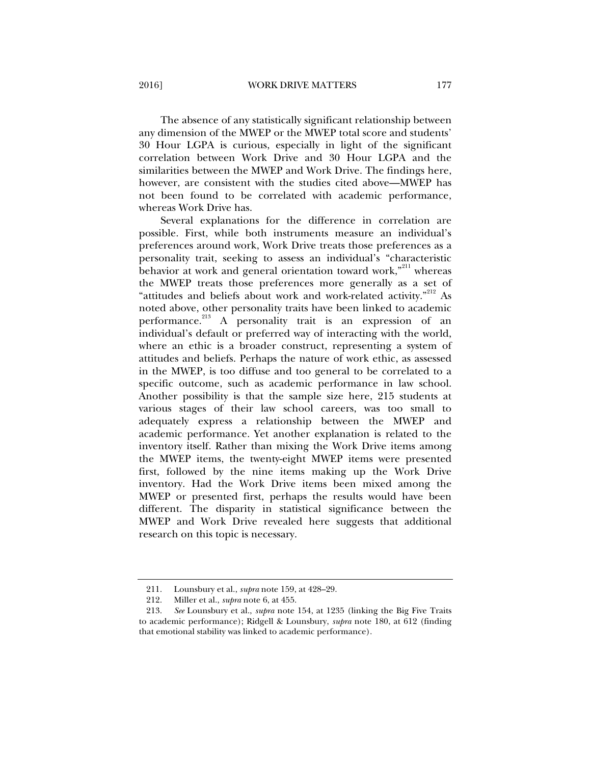The absence of any statistically significant relationship between any dimension of the MWEP or the MWEP total score and students' 30 Hour LGPA is curious, especially in light of the significant correlation between Work Drive and 30 Hour LGPA and the similarities between the MWEP and Work Drive. The findings here, however, are consistent with the studies cited above—MWEP has not been found to be correlated with academic performance, whereas Work Drive has.

Several explanations for the difference in correlation are possible. First, while both instruments measure an individual's preferences around work, Work Drive treats those preferences as a personality trait, seeking to assess an individual's "characteristic behavior at work and general orientation toward work,"[211] whereas the MWEP treats those preferences more generally as a set of "attitudes and beliefs about work and work-related activity."[212] As noted above, other personality traits have been linked to academic performance.[213] A personality trait is an expression of an individual's default or preferred way of interacting with the world, where an ethic is a broader construct, representing a system of attitudes and beliefs. Perhaps the nature of work ethic, as assessed in the MWEP, is too diffuse and too general to be correlated to a specific outcome, such as academic performance in law school. Another possibility is that the sample size here, 215 students at various stages of their law school careers, was too small to adequately express a relationship between the MWEP and academic performance. Yet another explanation is related to the inventory itself. Rather than mixing the Work Drive items among the MWEP items, the twenty-eight MWEP items were presented first, followed by the nine items making up the Work Drive inventory. Had the Work Drive items been mixed among the MWEP or presented first, perhaps the results would have been different. The disparity in statistical significance between the MWEP and Work Drive revealed here suggests that additional research on this topic is necessary.

---

211. Lounsbury et al., *supra* note 159, at 428–29.

212. Miller et al., *supra* note 6, at 455.

213. *See* Lounsbury et al., *supra* note 154, at 1235 (linking the Big Five Traits to academic performance); Ridgell & Lounsbury, *supra* note 180, at 612 (finding that emotional stability was linked to academic performance).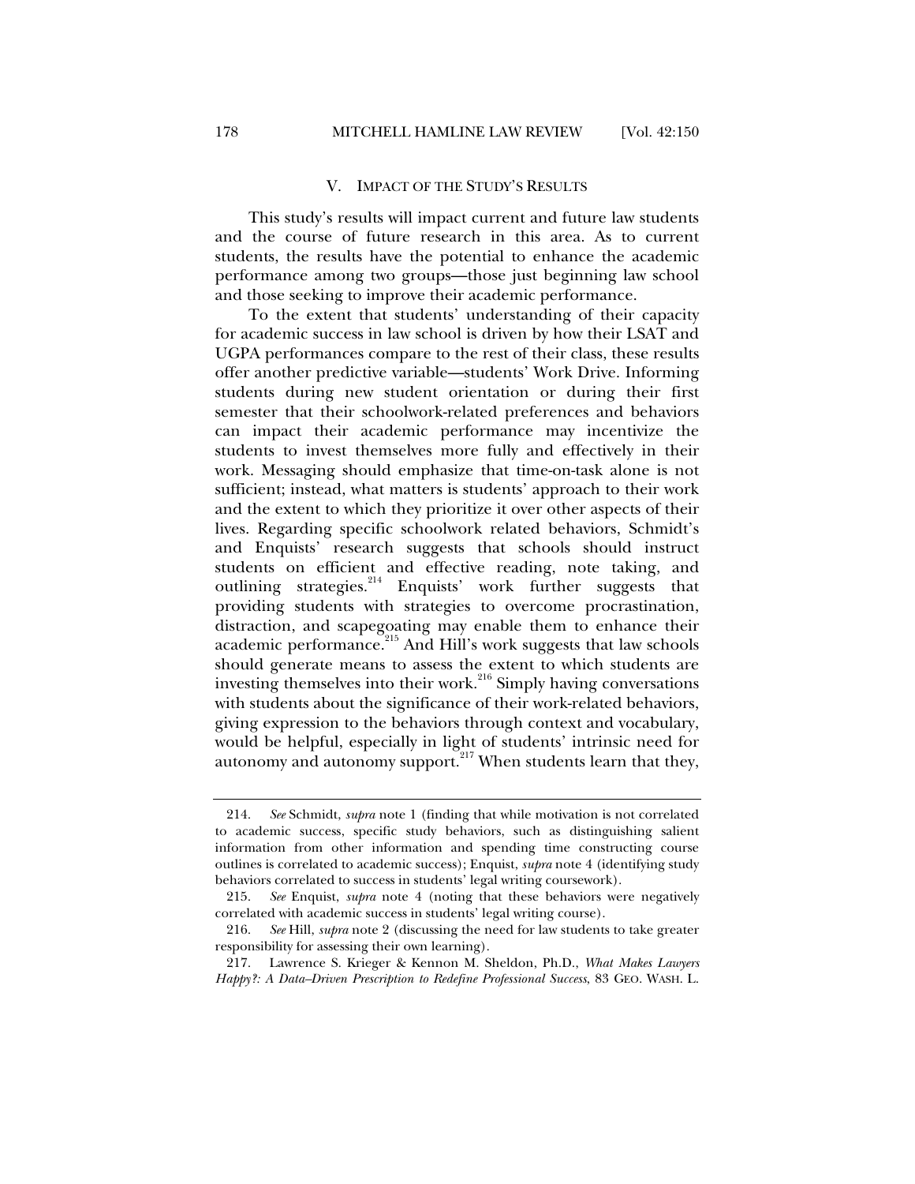## V. IMPACT OF THE STUDY'S RESULTS

This study's results will impact current and future law students and the course of future research in this area. As to current students, the results have the potential to enhance the academic performance among two groups—those just beginning law school and those seeking to improve their academic performance.

To the extent that students' understanding of their capacity for academic success in law school is driven by how their LSAT and UGPA performances compare to the rest of their class, these results offer another predictive variable—students' Work Drive. Informing students during new student orientation or during their first semester that their schoolwork-related preferences and behaviors can impact their academic performance may incentivize the students to invest themselves more fully and effectively in their work. Messaging should emphasize that time-on-task alone is not sufficient; instead, what matters is students' approach to their work and the extent to which they prioritize it over other aspects of their lives. Regarding specific schoolwork related behaviors, Schmidt's and Enquists' research suggests that schools should instruct students on efficient and effective reading, note taking, and outlining strategies.[214] Enquists' work further suggests that providing students with strategies to overcome procrastination, distraction, and scapegoating may enable them to enhance their academic performance.[215] And Hill's work suggests that law schools should generate means to assess the extent to which students are investing themselves into their work.[216] Simply having conversations with students about the significance of their work-related behaviors, giving expression to the behaviors through context and vocabulary, would be helpful, especially in light of students' intrinsic need for autonomy and autonomy support.[217] When students learn that they,

---

214. *See* Schmidt, *supra* note 1 (finding that while motivation is not correlated to academic success, specific study behaviors, such as distinguishing salient information from other information and spending time constructing course outlines is correlated to academic success); Enquist, *supra* note 4 (identifying study behaviors correlated to success in students' legal writing coursework).

215. *See* Enquist, *supra* note 4 (noting that these behaviors were negatively correlated with academic success in students' legal writing course).

216. *See* Hill, *supra* note 2 (discussing the need for law students to take greater responsibility for assessing their own learning).

217. Lawrence S. Krieger & Kennon M. Sheldon, Ph.D., *What Makes Lawyers Happy?: A Data–Driven Prescription to Redefine Professional Success*, 83 GEO. WASH. L.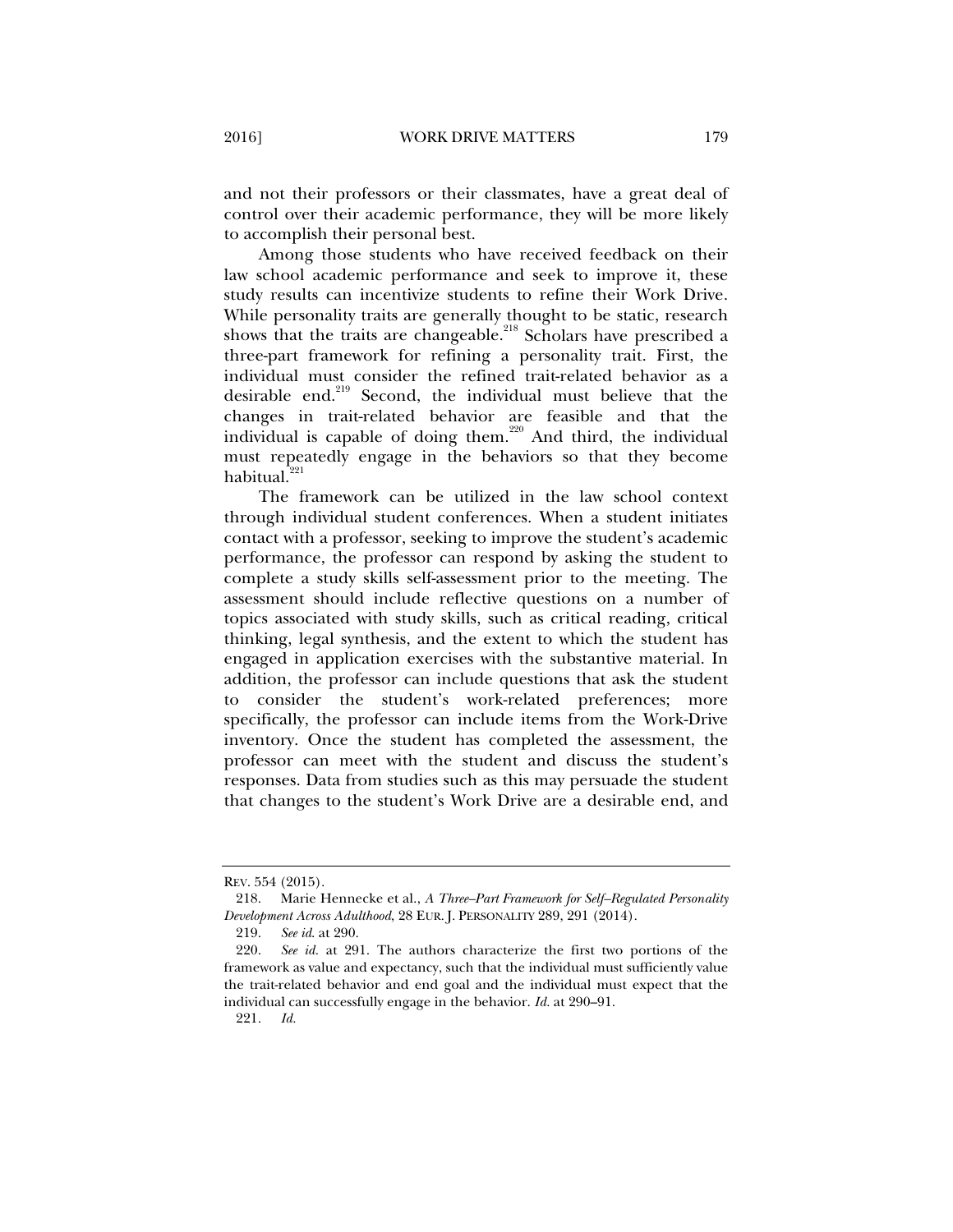and not their professors or their classmates, have a great deal of control over their academic performance, they will be more likely to accomplish their personal best.

Among those students who have received feedback on their law school academic performance and seek to improve it, these study results can incentivize students to refine their Work Drive. While personality traits are generally thought to be static, research shows that the traits are changeable.[218] Scholars have prescribed a three-part framework for refining a personality trait. First, the individual must consider the refined trait-related behavior as a desirable end.[219] Second, the individual must believe that the changes in trait-related behavior are feasible and that the individual is capable of doing them.[220] And third, the individual must repeatedly engage in the behaviors so that they become habitual.[221]

The framework can be utilized in the law school context through individual student conferences. When a student initiates contact with a professor, seeking to improve the student's academic performance, the professor can respond by asking the student to complete a study skills self-assessment prior to the meeting. The assessment should include reflective questions on a number of topics associated with study skills, such as critical reading, critical thinking, legal synthesis, and the extent to which the student has engaged in application exercises with the substantive material. In addition, the professor can include questions that ask the student to consider the student's work-related preferences; more specifically, the professor can include items from the Work-Drive inventory. Once the student has completed the assessment, the professor can meet with the student and discuss the student's responses. Data from studies such as this may persuade the student that changes to the student's Work Drive are a desirable end, and

---

REV. 554 (2015).

218. Marie Hennecke et al., *A Three–Part Framework for Self–Regulated Personality Development Across Adulthood*, 28 EUR. J. PERSONALITY 289, 291 (2014).

219. *See id.* at 290.

220. *See id.* at 291. The authors characterize the first two portions of the framework as value and expectancy, such that the individual must sufficiently value the trait-related behavior and end goal and the individual must expect that the individual can successfully engage in the behavior. *Id.* at 290–91.

221. *Id.*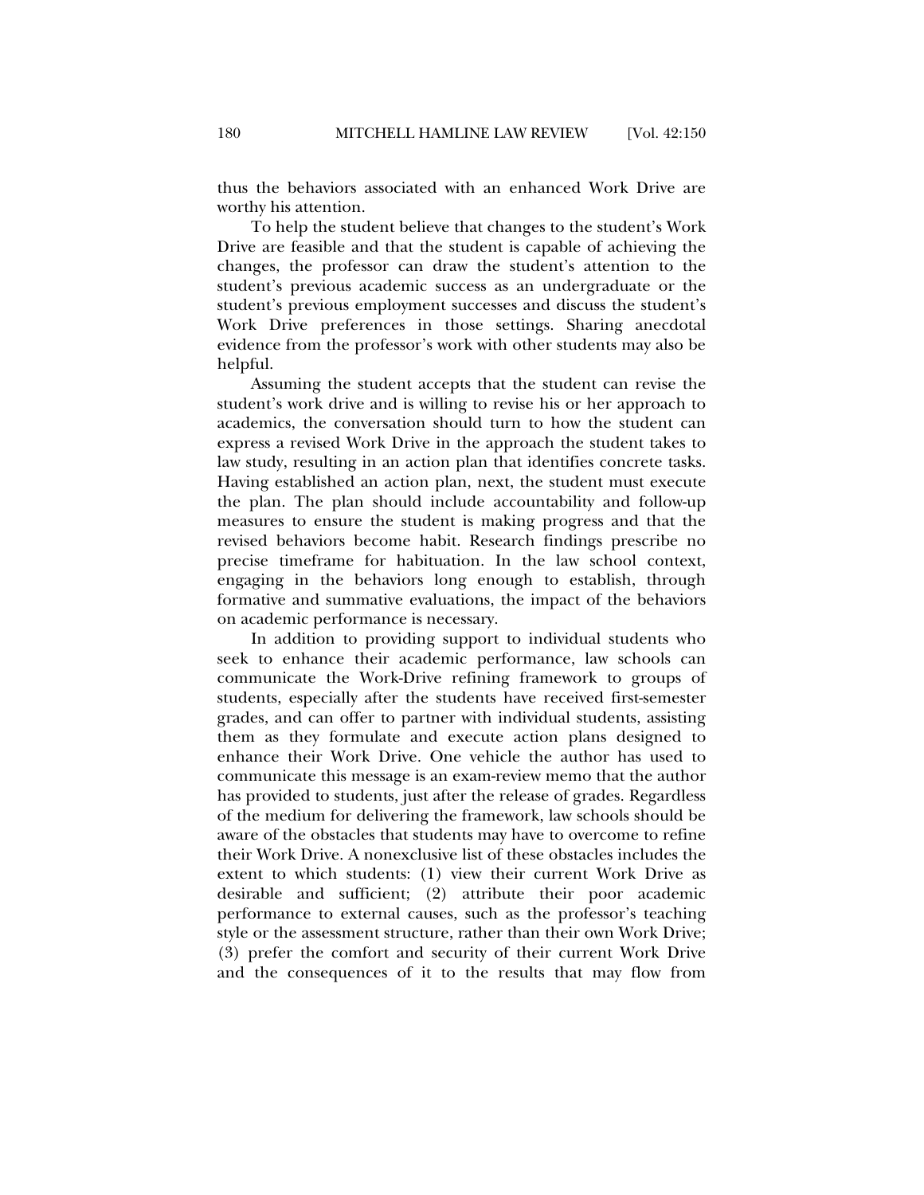thus the behaviors associated with an enhanced Work Drive are worthy his attention.

To help the student believe that changes to the student's Work Drive are feasible and that the student is capable of achieving the changes, the professor can draw the student's attention to the student's previous academic success as an undergraduate or the student's previous employment successes and discuss the student's Work Drive preferences in those settings. Sharing anecdotal evidence from the professor's work with other students may also be helpful.

Assuming the student accepts that the student can revise the student's work drive and is willing to revise his or her approach to academics, the conversation should turn to how the student can express a revised Work Drive in the approach the student takes to law study, resulting in an action plan that identifies concrete tasks. Having established an action plan, next, the student must execute the plan. The plan should include accountability and follow-up measures to ensure the student is making progress and that the revised behaviors become habit. Research findings prescribe no precise timeframe for habituation. In the law school context, engaging in the behaviors long enough to establish, through formative and summative evaluations, the impact of the behaviors on academic performance is necessary.

In addition to providing support to individual students who seek to enhance their academic performance, law schools can communicate the Work-Drive refining framework to groups of students, especially after the students have received first-semester grades, and can offer to partner with individual students, assisting them as they formulate and execute action plans designed to enhance their Work Drive. One vehicle the author has used to communicate this message is an exam-review memo that the author has provided to students, just after the release of grades. Regardless of the medium for delivering the framework, law schools should be aware of the obstacles that students may have to overcome to refine their Work Drive. A nonexclusive list of these obstacles includes the extent to which students: (1) view their current Work Drive as desirable and sufficient; (2) attribute their poor academic performance to external causes, such as the professor's teaching style or the assessment structure, rather than their own Work Drive; (3) prefer the comfort and security of their current Work Drive and the consequences of it to the results that may flow from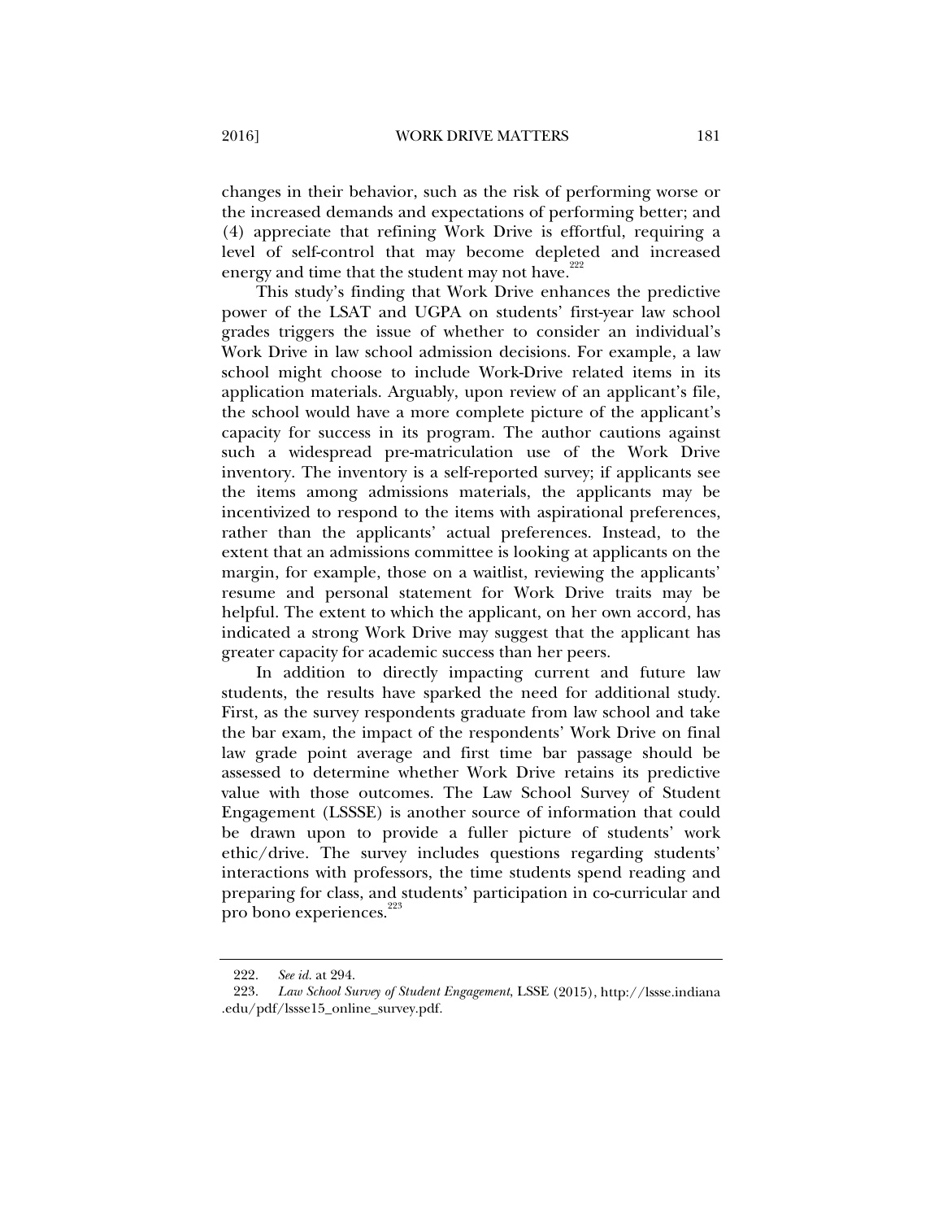changes in their behavior, such as the risk of performing worse or the increased demands and expectations of performing better; and (4) appreciate that refining Work Drive is effortful, requiring a level of self-control that may become depleted and increased energy and time that the student may not have.[222]

This study's finding that Work Drive enhances the predictive power of the LSAT and UGPA on students' first-year law school grades triggers the issue of whether to consider an individual's Work Drive in law school admission decisions. For example, a law school might choose to include Work-Drive related items in its application materials. Arguably, upon review of an applicant's file, the school would have a more complete picture of the applicant's capacity for success in its program. The author cautions against such a widespread pre-matriculation use of the Work Drive inventory. The inventory is a self-reported survey; if applicants see the items among admissions materials, the applicants may be incentivized to respond to the items with aspirational preferences, rather than the applicants' actual preferences. Instead, to the extent that an admissions committee is looking at applicants on the margin, for example, those on a waitlist, reviewing the applicants' resume and personal statement for Work Drive traits may be helpful. The extent to which the applicant, on her own accord, has indicated a strong Work Drive may suggest that the applicant has greater capacity for academic success than her peers.

In addition to directly impacting current and future law students, the results have sparked the need for additional study. First, as the survey respondents graduate from law school and take the bar exam, the impact of the respondents' Work Drive on final law grade point average and first time bar passage should be assessed to determine whether Work Drive retains its predictive value with those outcomes. The Law School Survey of Student Engagement (LSSSE) is another source of information that could be drawn upon to provide a fuller picture of students' work ethic/drive. The survey includes questions regarding students' interactions with professors, the time students spend reading and preparing for class, and students' participation in co-curricular and pro bono experiences.[223]

---

222. *See id.* at 294.

223. *Law School Survey of Student Engagement*, LSSE (2015), http://lssse.indiana.edu/pdf/lssse15_online_survey.pdf.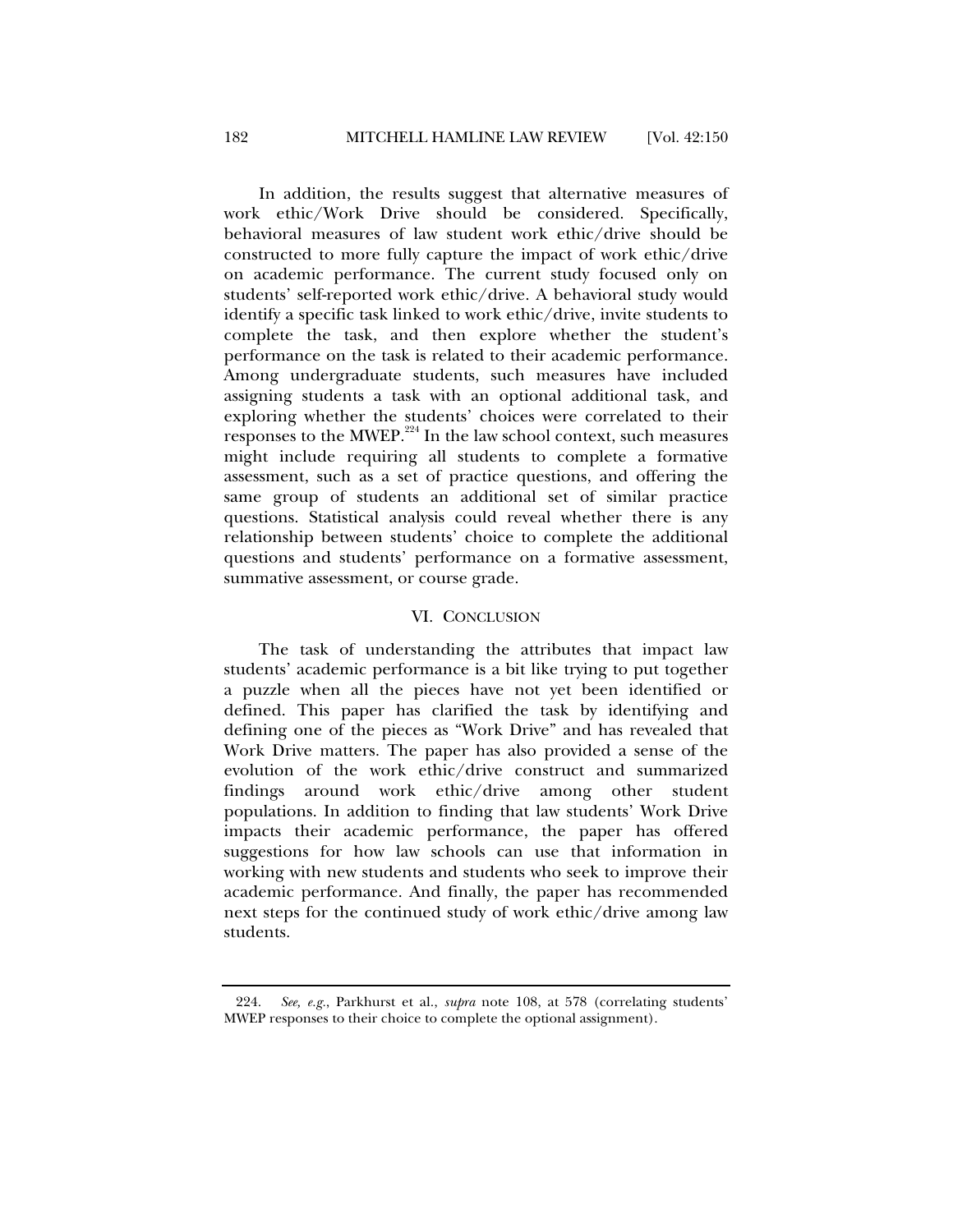In addition, the results suggest that alternative measures of work ethic/Work Drive should be considered. Specifically, behavioral measures of law student work ethic/drive should be constructed to more fully capture the impact of work ethic/drive on academic performance. The current study focused only on students' self-reported work ethic/drive. A behavioral study would identify a specific task linked to work ethic/drive, invite students to complete the task, and then explore whether the student's performance on the task is related to their academic performance. Among undergraduate students, such measures have included assigning students a task with an optional additional task, and exploring whether the students' choices were correlated to their responses to the MWEP.[224] In the law school context, such measures might include requiring all students to complete a formative assessment, such as a set of practice questions, and offering the same group of students an additional set of similar practice questions. Statistical analysis could reveal whether there is any relationship between students' choice to complete the additional questions and students' performance on a formative assessment, summative assessment, or course grade.

## VI. CONCLUSION

The task of understanding the attributes that impact law students' academic performance is a bit like trying to put together a puzzle when all the pieces have not yet been identified or defined. This paper has clarified the task by identifying and defining one of the pieces as "Work Drive" and has revealed that Work Drive matters. The paper has also provided a sense of the evolution of the work ethic/drive construct and summarized findings around work ethic/drive among other student populations. In addition to finding that law students' Work Drive impacts their academic performance, the paper has offered suggestions for how law schools can use that information in working with new students and students who seek to improve their academic performance. And finally, the paper has recommended next steps for the continued study of work ethic/drive among law students.

---

224. *See, e.g.*, Parkhurst et al., *supra* note 108, at 578 (correlating students' MWEP responses to their choice to complete the optional assignment).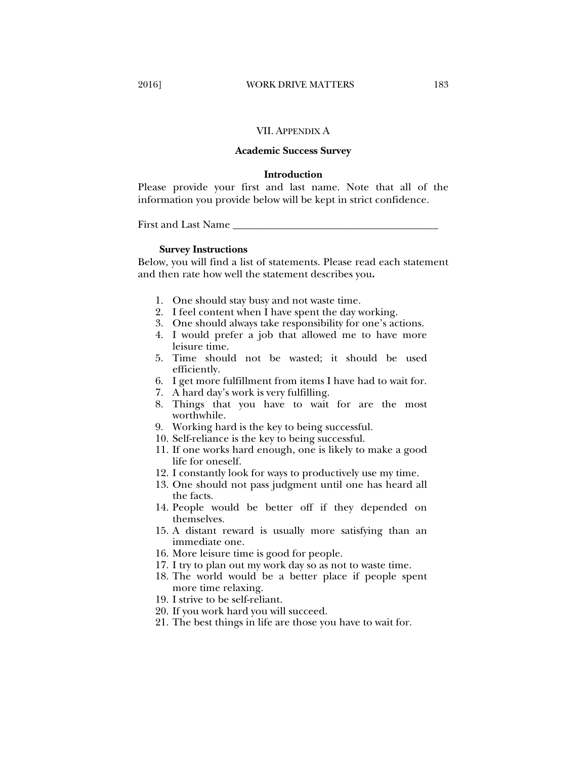## VII. Appendix A

### Academic Success Survey

**Introduction**

Please provide your first and last name. Note that all of the information you provide below will be kept in strict confidence.

First and Last Name ________________________________________

**Survey Instructions**

Below, you will find a list of statements. Please read each statement and then rate how well the statement describes you**.**

1. One should stay busy and not waste time.
2. I feel content when I have spent the day working.
3. One should always take responsibility for one's actions.
4. I would prefer a job that allowed me to have more leisure time.
5. Time should not be wasted; it should be used efficiently.
6. I get more fulfillment from items I have had to wait for.
7. A hard day's work is very fulfilling.
8. Things that you have to wait for are the most worthwhile.
9. Working hard is the key to being successful.
10. Self-reliance is the key to being successful.
11. If one works hard enough, one is likely to make a good life for oneself.
12. I constantly look for ways to productively use my time.
13. One should not pass judgment until one has heard all the facts.
14. People would be better off if they depended on themselves.
15. A distant reward is usually more satisfying than an immediate one.
16. More leisure time is good for people.
17. I try to plan out my work day so as not to waste time.
18. The world would be a better place if people spent more time relaxing.
19. I strive to be self-reliant.
20. If you work hard you will succeed.
21. The best things in life are those you have to wait for.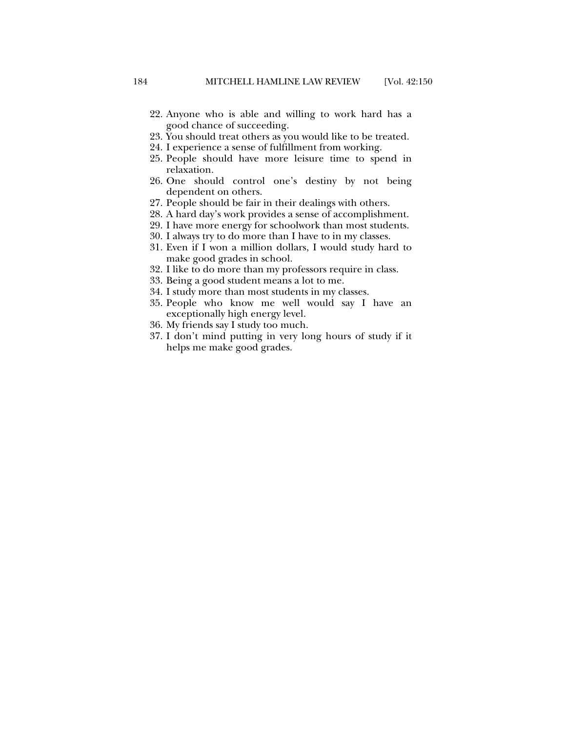22. Anyone who is able and willing to work hard has a good chance of succeeding.
23. You should treat others as you would like to be treated.
24. I experience a sense of fulfillment from working.
25. People should have more leisure time to spend in relaxation.
26. One should control one's destiny by not being dependent on others.
27. People should be fair in their dealings with others.
28. A hard day's work provides a sense of accomplishment.
29. I have more energy for schoolwork than most students.
30. I always try to do more than I have to in my classes.
31. Even if I won a million dollars, I would study hard to make good grades in school.
32. I like to do more than my professors require in class.
33. Being a good student means a lot to me.
34. I study more than most students in my classes.
35. People who know me well would say I have an exceptionally high energy level.
36. My friends say I study too much.
37. I don't mind putting in very long hours of study if it helps me make good grades.